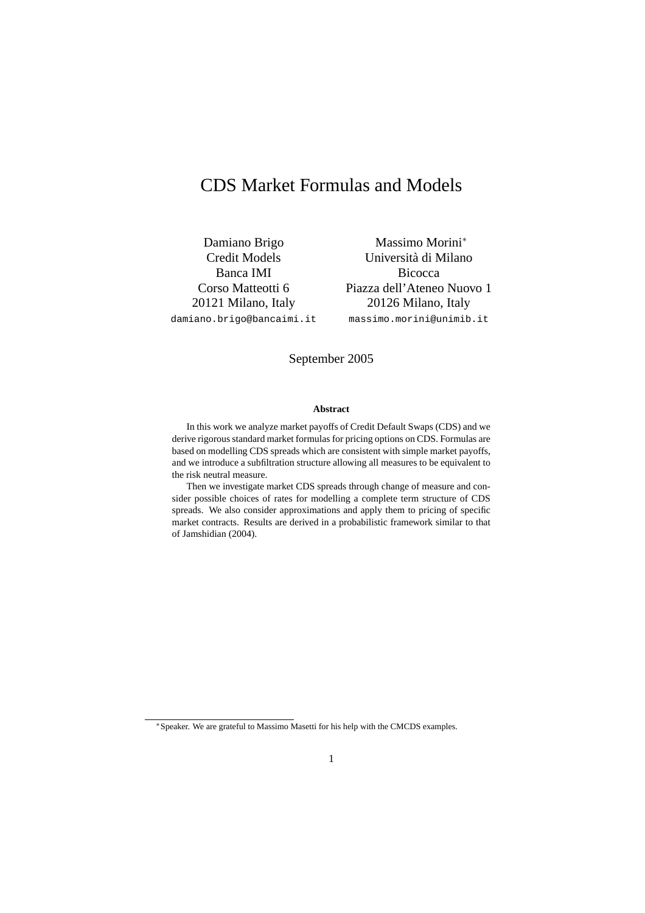# CDS Market Formulas and Models

Damiano Brigo
Credit Models
Banca IMI
Corso Matteotti 6
20121 Milano, Italy
damiano.brigo@bancaimi.it

Massimo Morini*
Università di Milano
Bicocca
Piazza dell'Ateneo Nuovo 1
20126 Milano, Italy
massimo.morini@unimib.it

September 2005

**Abstract**

In this work we analyze market payoffs of Credit Default Swaps (CDS) and we derive rigorous standard market formulas for pricing options on CDS. Formulas are based on modelling CDS spreads which are consistent with simple market payoffs, and we introduce a subfiltration structure allowing all measures to be equivalent to the risk neutral measure.

Then we investigate market CDS spreads through change of measure and consider possible choices of rates for modelling a complete term structure of CDS spreads. We also consider approximations and apply them to pricing of specific market contracts. Results are derived in a probabilistic framework similar to that of Jamshidian (2004).

---

*Speaker. We are grateful to Massimo Masetti for his help with the CMCDS examples.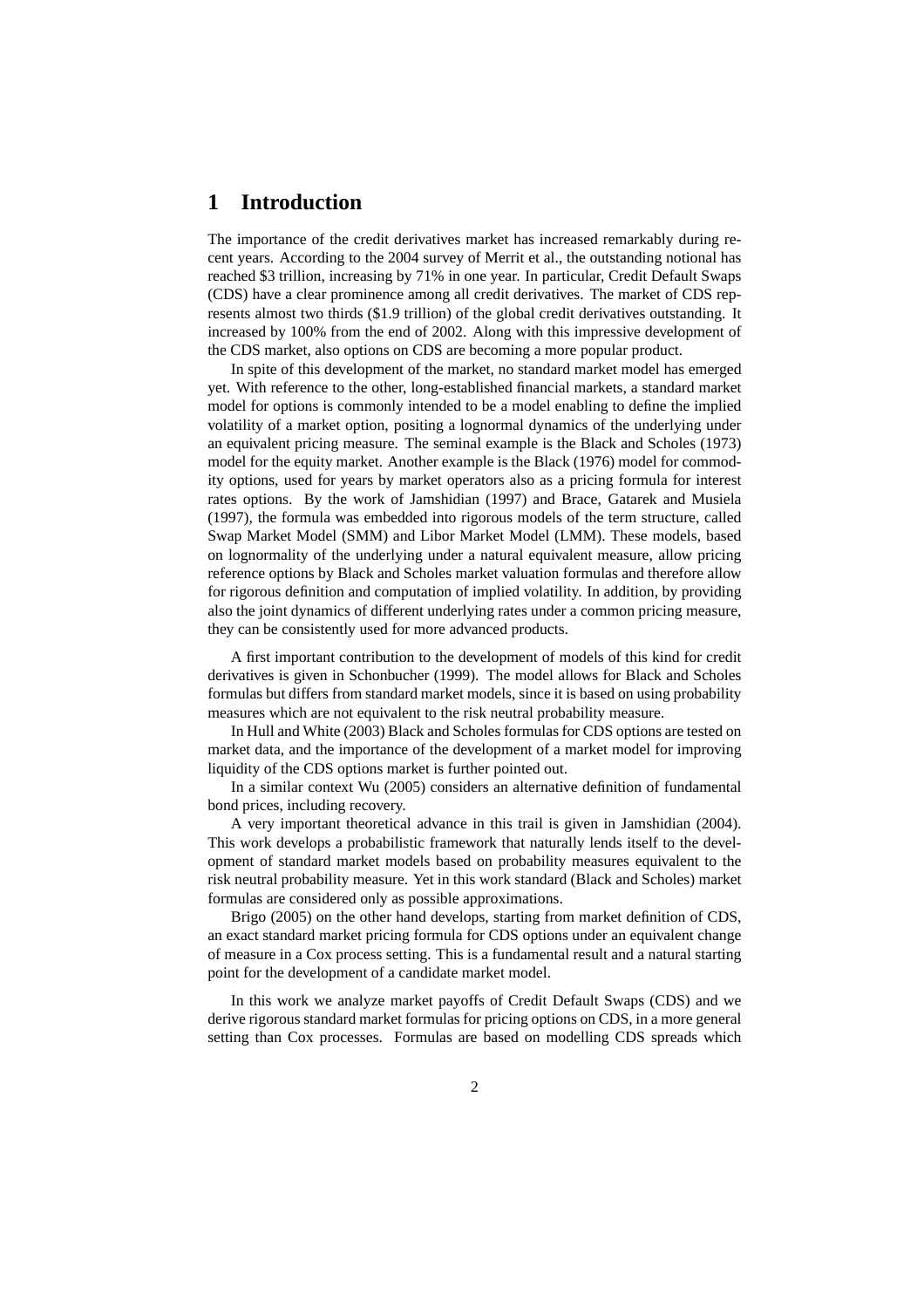# 1 Introduction

The importance of the credit derivatives market has increased remarkably during recent years. According to the 2004 survey of Merrit et al., the outstanding notional has reached \$3 trillion, increasing by 71% in one year. In particular, Credit Default Swaps (CDS) have a clear prominence among all credit derivatives. The market of CDS represents almost two thirds (\$1.9 trillion) of the global credit derivatives outstanding. It increased by 100% from the end of 2002. Along with this impressive development of the CDS market, also options on CDS are becoming a more popular product.

In spite of this development of the market, no standard market model has emerged yet. With reference to the other, long-established financial markets, a standard market model for options is commonly intended to be a model enabling to define the implied volatility of a market option, positing a lognormal dynamics of the underlying under an equivalent pricing measure. The seminal example is the Black and Scholes (1973) model for the equity market. Another example is the Black (1976) model for commodity options, used for years by market operators also as a pricing formula for interest rates options. By the work of Jamshidian (1997) and Brace, Gatarek and Musiela (1997), the formula was embedded into rigorous models of the term structure, called Swap Market Model (SMM) and Libor Market Model (LMM). These models, based on lognormality of the underlying under a natural equivalent measure, allow pricing reference options by Black and Scholes market valuation formulas and therefore allow for rigorous definition and computation of implied volatility. In addition, by providing also the joint dynamics of different underlying rates under a common pricing measure, they can be consistently used for more advanced products.

A first important contribution to the development of models of this kind for credit derivatives is given in Schonbucher (1999). The model allows for Black and Scholes formulas but differs from standard market models, since it is based on using probability measures which are not equivalent to the risk neutral probability measure.

In Hull and White (2003) Black and Scholes formulas for CDS options are tested on market data, and the importance of the development of a market model for improving liquidity of the CDS options market is further pointed out.

In a similar context Wu (2005) considers an alternative definition of fundamental bond prices, including recovery.

A very important theoretical advance in this trail is given in Jamshidian (2004). This work develops a probabilistic framework that naturally lends itself to the development of standard market models based on probability measures equivalent to the risk neutral probability measure. Yet in this work standard (Black and Scholes) market formulas are considered only as possible approximations.

Brigo (2005) on the other hand develops, starting from market definition of CDS, an exact standard market pricing formula for CDS options under an equivalent change of measure in a Cox process setting. This is a fundamental result and a natural starting point for the development of a candidate market model.

In this work we analyze market payoffs of Credit Default Swaps (CDS) and we derive rigorous standard market formulas for pricing options on CDS, in a more general setting than Cox processes. Formulas are based on modelling CDS spreads which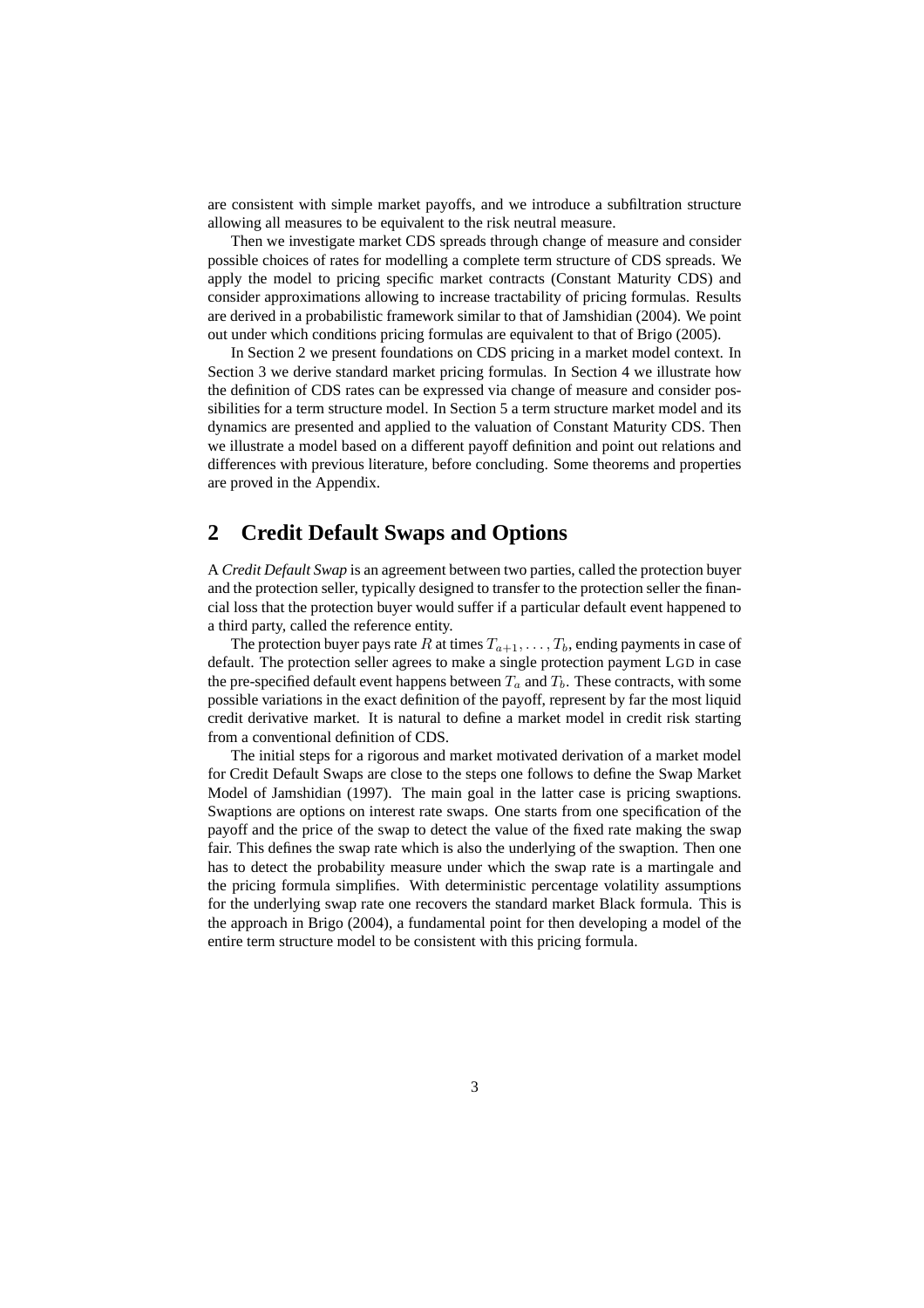are consistent with simple market payoffs, and we introduce a subfiltration structure allowing all measures to be equivalent to the risk neutral measure.

Then we investigate market CDS spreads through change of measure and consider possible choices of rates for modelling a complete term structure of CDS spreads. We apply the model to pricing specific market contracts (Constant Maturity CDS) and consider approximations allowing to increase tractability of pricing formulas. Results are derived in a probabilistic framework similar to that of Jamshidian (2004). We point out under which conditions pricing formulas are equivalent to that of Brigo (2005).

In Section 2 we present foundations on CDS pricing in a market model context. In Section 3 we derive standard market pricing formulas. In Section 4 we illustrate how the definition of CDS rates can be expressed via change of measure and consider possibilities for a term structure model. In Section 5 a term structure market model and its dynamics are presented and applied to the valuation of Constant Maturity CDS. Then we illustrate a model based on a different payoff definition and point out relations and differences with previous literature, before concluding. Some theorems and properties are proved in the Appendix.

## 2 Credit Default Swaps and Options

A *Credit Default Swap* is an agreement between two parties, called the protection buyer and the protection seller, typically designed to transfer to the protection seller the financial loss that the protection buyer would suffer if a particular default event happened to a third party, called the reference entity.

The protection buyer pays rate $R$ at times $T_{a+1}, \ldots, T_b$, ending payments in case of default. The protection seller agrees to make a single protection payment LGD in case the pre-specified default event happens between $T_a$ and $T_b$. These contracts, with some possible variations in the exact definition of the payoff, represent by far the most liquid credit derivative market. It is natural to define a market model in credit risk starting from a conventional definition of CDS.

The initial steps for a rigorous and market motivated derivation of a market model for Credit Default Swaps are close to the steps one follows to define the Swap Market Model of Jamshidian (1997). The main goal in the latter case is pricing swaptions. Swaptions are options on interest rate swaps. One starts from one specification of the payoff and the price of the swap to detect the value of the fixed rate making the swap fair. This defines the swap rate which is also the underlying of the swaption. Then one has to detect the probability measure under which the swap rate is a martingale and the pricing formula simplifies. With deterministic percentage volatility assumptions for the underlying swap rate one recovers the standard market Black formula. This is the approach in Brigo (2004), a fundamental point for then developing a model of the entire term structure model to be consistent with this pricing formula.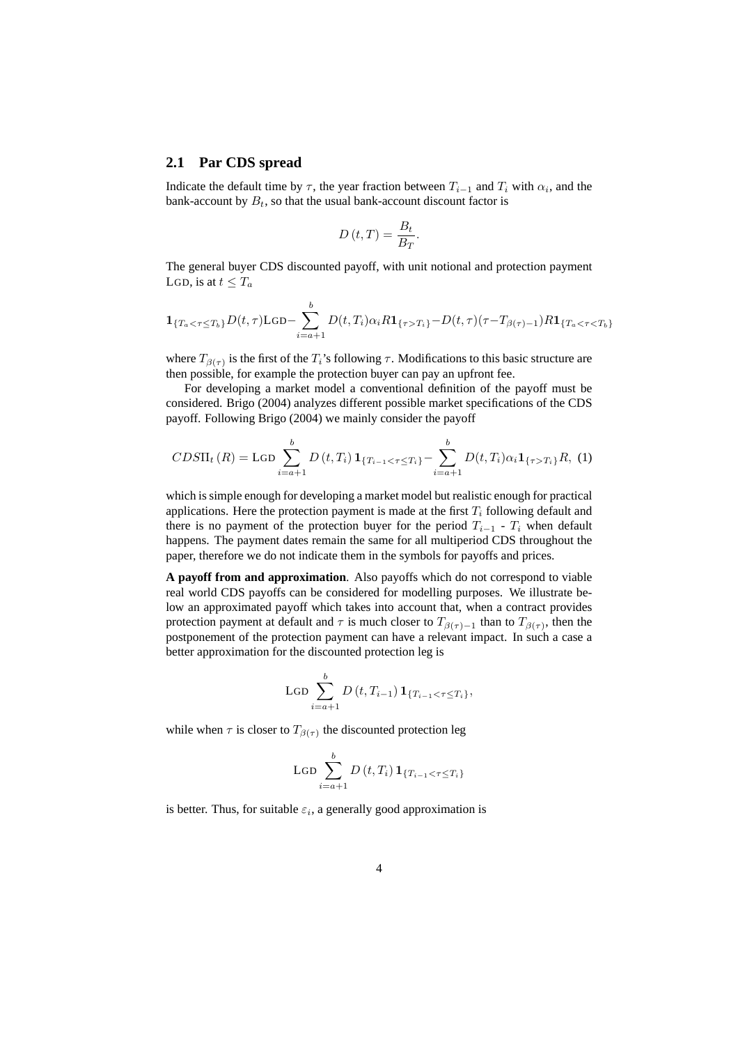## 2.1 Par CDS spread

Indicate the default time by $\tau$, the year fraction between $T_{i-1}$ and $T_i$ with $\alpha_i$, and the bank-account by $B_t$, so that the usual bank-account discount factor is

$$D(t,T) = \frac{B_t}{B_T}.$$

The general buyer CDS discounted payoff, with unit notional and protection payment LGD, is at $t \leq T_a$

$$\mathbf{1}_{\{T_a<\tau\leq T_b\}} D(t,\tau)\text{LGD} - \sum_{i=a+1}^{b} D(t,T_i)\alpha_i R \mathbf{1}_{\{\tau>T_i\}} - D(t,\tau)(\tau - T_{\beta(\tau)-1}) R \mathbf{1}_{\{T_a<\tau<T_b\}}$$

where $T_{\beta(\tau)}$ is the first of the $T_i$'s following $\tau$. Modifications to this basic structure are then possible, for example the protection buyer can pay an upfront fee.

For developing a market model a conventional definition of the payoff must be considered. Brigo (2004) analyzes different possible market specifications of the CDS payoff. Following Brigo (2004) we mainly consider the payoff

$$CDS\Pi_t(R) = \text{LGD} \sum_{i=a+1}^{b} D(t,T_i) \mathbf{1}_{\{T_{i-1}<\tau\leq T_i\}} - \sum_{i=a+1}^{b} D(t,T_i)\alpha_i \mathbf{1}_{\{\tau>T_i\}} R, \quad (1)$$

which is simple enough for developing a market model but realistic enough for practical applications. Here the protection payment is made at the first $T_i$ following default and there is no payment of the protection buyer for the period $T_{i-1}$ - $T_i$ when default happens. The payment dates remain the same for all multiperiod CDS throughout the paper, therefore we do not indicate them in the symbols for payoffs and prices.

**A payoff from and approximation**. Also payoffs which do not correspond to viable real world CDS payoffs can be considered for modelling purposes. We illustrate below an approximated payoff which takes into account that, when a contract provides protection payment at default and $\tau$ is much closer to $T_{\beta(\tau)-1}$ than to $T_{\beta(\tau)}$, then the postponement of the protection payment can have a relevant impact. In such a case a better approximation for the discounted protection leg is

$$\text{LGD} \sum_{i=a+1}^{b} D(t,T_{i-1}) \mathbf{1}_{\{T_{i-1}<\tau\leq T_i\}},$$

while when $\tau$ is closer to $T_{\beta(\tau)}$ the discounted protection leg

$$\text{LGD} \sum_{i=a+1}^{b} D(t,T_i) \mathbf{1}_{\{T_{i-1}<\tau\leq T_i\}}$$

is better. Thus, for suitable $\varepsilon_i$, a generally good approximation is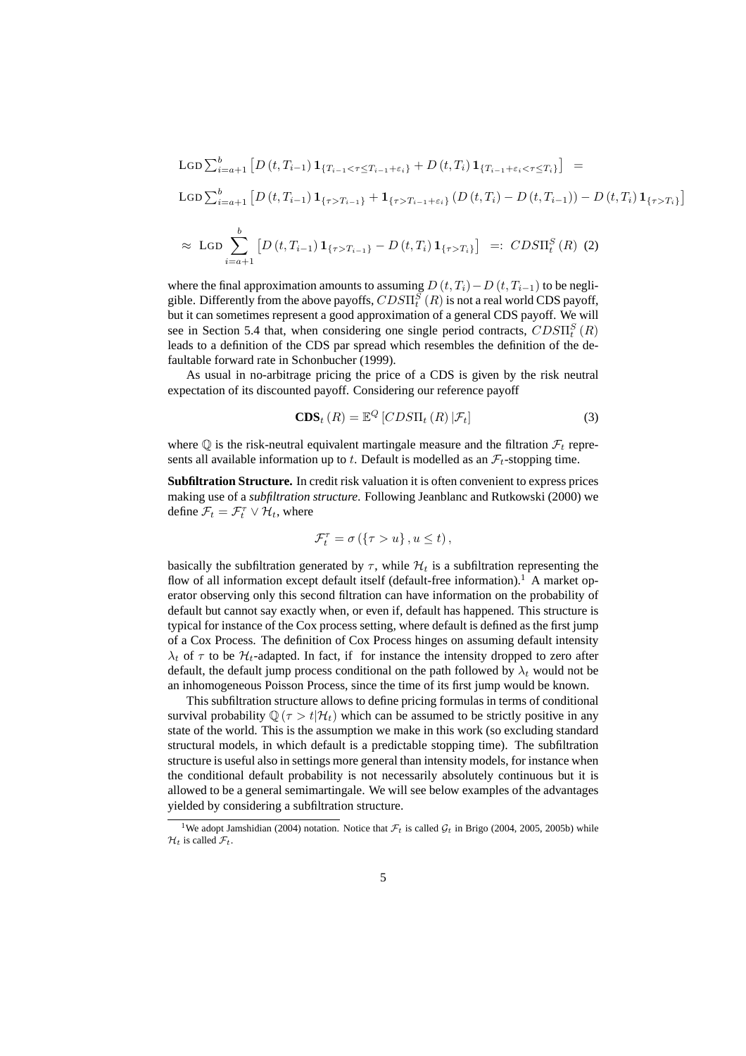$$\text{LGD} \sum_{i=a+1}^{b} \left[ D(t, T_{i-1}) \mathbf{1}_{\{T_{i-1} < \tau \leq T_{i-1} + \varepsilon_i\}} + D(t, T_i) \mathbf{1}_{\{T_{i-1} + \varepsilon_i < \tau \leq T_i\}} \right] =$$

$$\text{LGD} \sum_{i=a+1}^{b} \left[ D(t, T_{i-1}) \mathbf{1}_{\{\tau > T_{i-1}\}} + \mathbf{1}_{\{\tau > T_{i-1} + \varepsilon_i\}} \left( D(t, T_i) - D(t, T_{i-1}) \right) - D(t, T_i) \mathbf{1}_{\{\tau > T_i\}} \right]$$

$$\approx \text{LGD} \sum_{i=a+1}^{b} \left[ D(t, T_{i-1}) \mathbf{1}_{\{\tau > T_{i-1}\}} - D(t, T_i) \mathbf{1}_{\{\tau > T_i\}} \right] =: CDS\Pi_t^S(R) \quad (2)$$

where the final approximation amounts to assuming $D(t, T_i) - D(t, T_{i-1})$ to be negligible. Differently from the above payoffs, $CDS\Pi_t^S(R)$ is not a real world CDS payoff, but it can sometimes represent a good approximation of a general CDS payoff. We will see in Section 5.4 that, when considering one single period contracts, $CDS\Pi_t^S(R)$ leads to a definition of the CDS par spread which resembles the definition of the defaultable forward rate in Schonbucher (1999).

As usual in no-arbitrage pricing the price of a CDS is given by the risk neutral expectation of its discounted payoff. Considering our reference payoff

$$\mathbf{CDS}_t(R) = \mathbb{E}^{Q} \left[ CDS\Pi_t(R) \,|\, \mathcal{F}_t \right] \quad (3)$$

where $\mathbb{Q}$ is the risk-neutral equivalent martingale measure and the filtration $\mathcal{F}_t$ represents all available information up to $t$. Default is modelled as an $\mathcal{F}_t$-stopping time.

**Subfiltration Structure.** In credit risk valuation it is often convenient to express prices making use of a *subfiltration structure*. Following Jeanblanc and Rutkowski (2000) we define $\mathcal{F}_t = \mathcal{F}_t^{\tau} \vee \mathcal{H}_t$, where

$$\mathcal{F}_t^{\tau} = \sigma\left(\{\tau > u\}, u \leq t\right),$$

basically the subfiltration generated by $\tau$, while $\mathcal{H}_t$ is a subfiltration representing the flow of all information except default itself (default-free information).[1] A market operator observing only this second filtration can have information on the probability of default but cannot say exactly when, or even if, default has happened. This structure is typical for instance of the Cox process setting, where default is defined as the first jump of a Cox Process. The definition of Cox Process hinges on assuming default intensity $\lambda_t$ of $\tau$ to be $\mathcal{H}_t$-adapted. In fact, if for instance the intensity dropped to zero after default, the default jump process conditional on the path followed by $\lambda_t$ would not be an inhomogeneous Poisson Process, since the time of its first jump would be known.

This subfiltration structure allows to define pricing formulas in terms of conditional survival probability $\mathbb{Q}(\tau > t|\mathcal{H}_t)$ which can be assumed to be strictly positive in any state of the world. This is the assumption we make in this work (so excluding standard structural models, in which default is a predictable stopping time). The subfiltration structure is useful also in settings more general than intensity models, for instance when the conditional default probability is not necessarily absolutely continuous but it is allowed to be a general semimartingale. We will see below examples of the advantages yielded by considering a subfiltration structure.

[1] We adopt Jamshidian (2004) notation. Notice that $\mathcal{F}_t$ is called $\mathcal{G}_t$ in Brigo (2004, 2005, 2005b) while $\mathcal{H}_t$ is called $\mathcal{F}_t$.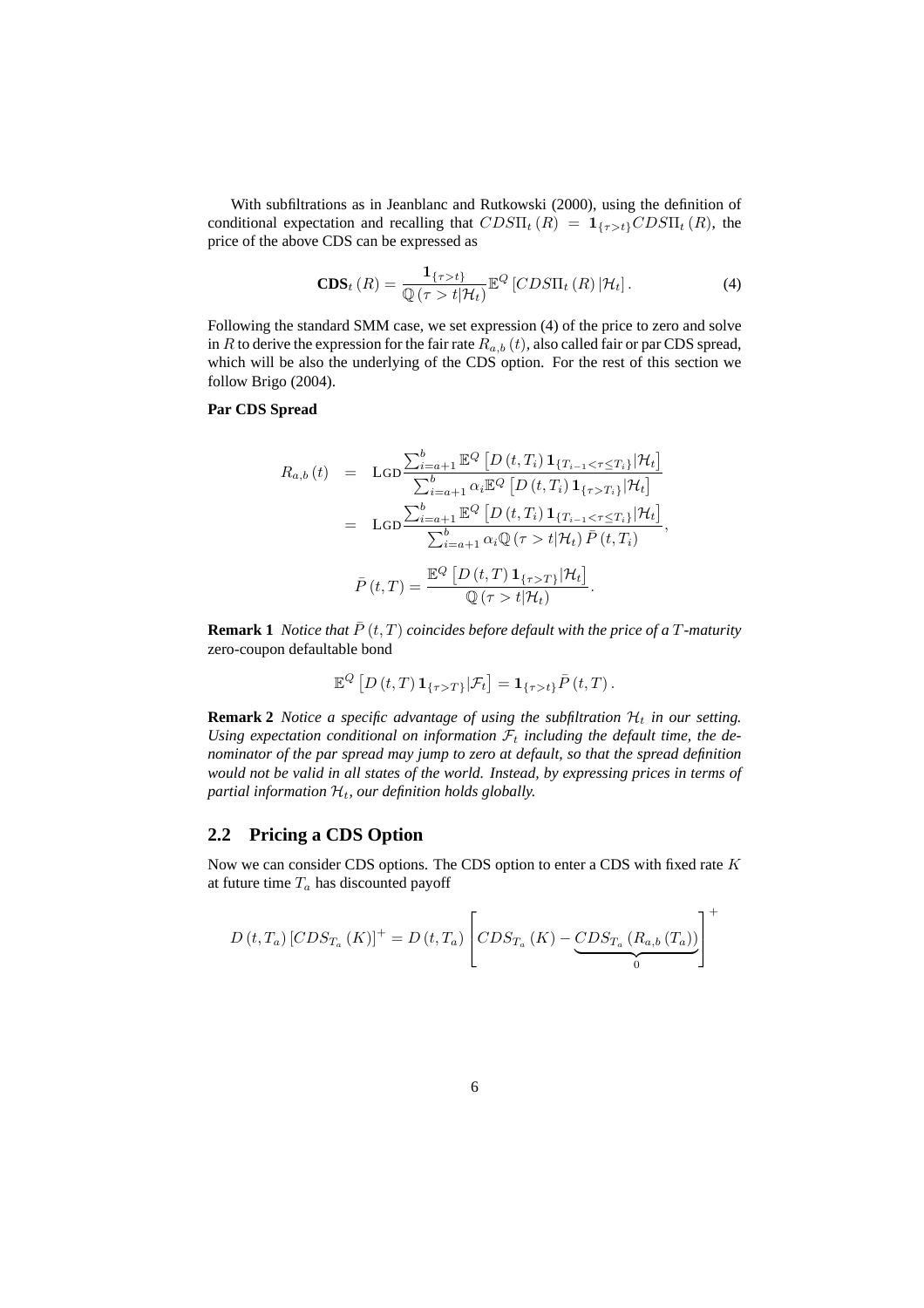With subfiltrations as in Jeanblanc and Rutkowski (2000), using the definition of conditional expectation and recalling that $CDS\Pi_t(R) = \mathbf{1}_{\{\tau>t\}} CDS\Pi_t(R)$, the price of the above CDS can be expressed as

$$\mathbf{CDS}_t(R) = \frac{\mathbf{1}_{\{\tau>t\}}}{\mathbb{Q}(\tau>t|\mathcal{H}_t)} \mathbb{E}^Q \left[ CDS\Pi_t(R) | \mathcal{H}_t \right]. \tag{4}$$

Following the standard SMM case, we set expression (4) of the price to zero and solve in $R$ to derive the expression for the fair rate $R_{a,b}(t)$, also called fair or par CDS spread, which will be also the underlying of the CDS option. For the rest of this section we follow Brigo (2004).

**Par CDS Spread**

$$\begin{aligned}
R_{a,b}(t) &= \text{LGD} \frac{\sum_{i=a+1}^{b} \mathbb{E}^Q \left[ D(t,T_i) \mathbf{1}_{\{T_{i-1}<\tau\leq T_i\}} | \mathcal{H}_t \right]}{\sum_{i=a+1}^{b} \alpha_i \mathbb{E}^Q \left[ D(t,T_i) \mathbf{1}_{\{\tau>T_i\}} | \mathcal{H}_t \right]} \\
&= \text{LGD} \frac{\sum_{i=a+1}^{b} \mathbb{E}^Q \left[ D(t,T_i) \mathbf{1}_{\{T_{i-1}<\tau\leq T_i\}} | \mathcal{H}_t \right]}{\sum_{i=a+1}^{b} \alpha_i \mathbb{Q}(\tau>t|\mathcal{H}_t) \bar{P}(t,T_i)},
\end{aligned}$$

$$\bar{P}(t,T) = \frac{\mathbb{E}^Q \left[ D(t,T) \mathbf{1}_{\{\tau>T\}} | \mathcal{H}_t \right]}{\mathbb{Q}(\tau>t|\mathcal{H}_t)}.$$

**Remark 1** *Notice that $\bar{P}(t,T)$ coincides before default with the price of a $T$-maturity* zero-coupon defaultable bond

$$\mathbb{E}^Q \left[ D(t,T) \mathbf{1}_{\{\tau>T\}} | \mathcal{F}_t \right] = \mathbf{1}_{\{\tau>t\}} \bar{P}(t,T).$$

**Remark 2** *Notice a specific advantage of using the subfiltration $\mathcal{H}_t$ in our setting. Using expectation conditional on information $\mathcal{F}_t$ including the default time, the denominator of the par spread may jump to zero at default, so that the spread definition would not be valid in all states of the world. Instead, by expressing prices in terms of partial information $\mathcal{H}_t$, our definition holds globally.*

## 2.2 Pricing a CDS Option

Now we can consider CDS options. The CDS option to enter a CDS with fixed rate $K$ at future time $T_a$ has discounted payoff

$$D(t,T_a) \left[ CDS_{T_a}(K) \right]^+ = D(t,T_a) \left[ CDS_{T_a}(K) - \underbrace{CDS_{T_a}(R_{a,b}(T_a))}_{0} \right]^+$$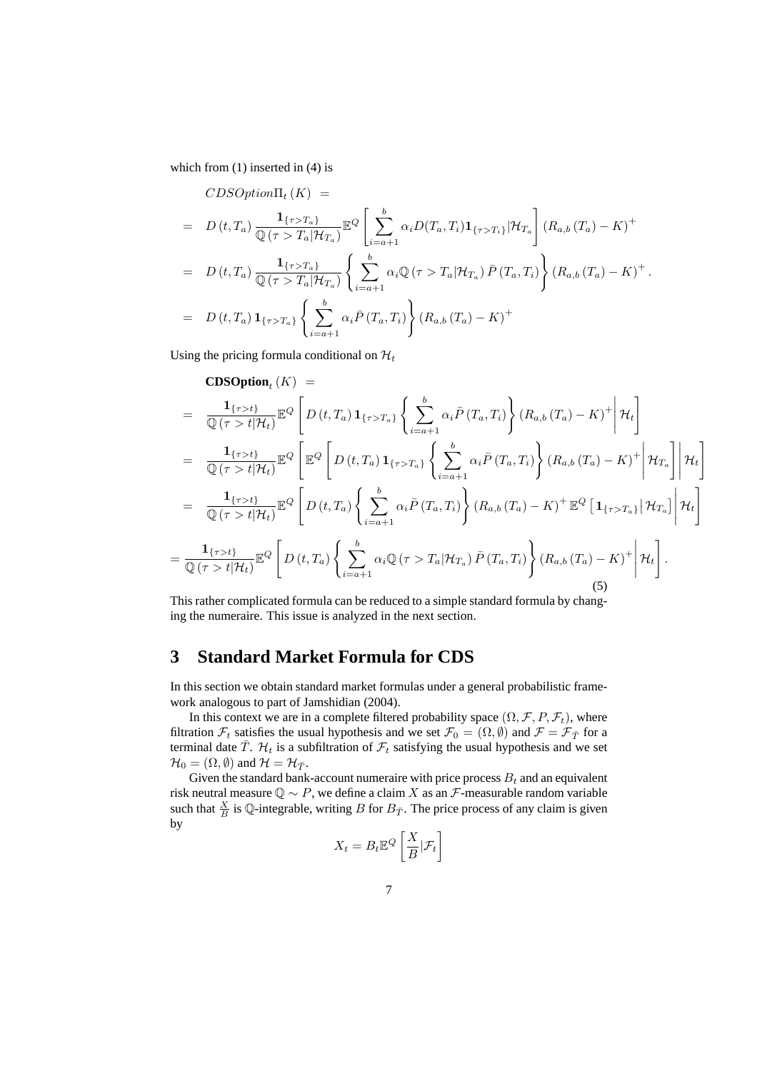which from (1) inserted in (4) is

$$
\begin{aligned}
& CDSOption\Pi_t(K) = \\
&= D(t,T_a)\frac{\mathbf{1}_{\{\tau>T_a\}}}{\mathbb{Q}(\tau>T_a|\mathcal{H}_{T_a})}\mathbb{E}^Q\left[\sum_{i=a+1}^{b}\alpha_i D(T_a,T_i)\mathbf{1}_{\{\tau>T_i\}}|\mathcal{H}_{T_a}\right](R_{a,b}(T_a)-K)^+ \\
&= D(t,T_a)\frac{\mathbf{1}_{\{\tau>T_a\}}}{\mathbb{Q}(\tau>T_a|\mathcal{H}_{T_a})}\left\{\sum_{i=a+1}^{b}\alpha_i\mathbb{Q}(\tau>T_a|\mathcal{H}_{T_a})\bar{P}(T_a,T_i)\right\}(R_{a,b}(T_a)-K)^+. \\
&= D(t,T_a)\mathbf{1}_{\{\tau>T_a\}}\left\{\sum_{i=a+1}^{b}\alpha_i\bar{P}(T_a,T_i)\right\}(R_{a,b}(T_a)-K)^+
\end{aligned}
$$

Using the pricing formula conditional on $\mathcal{H}_t$

$$
\begin{aligned}
& \mathbf{CDSOption}_t(K) = \\
&= \frac{\mathbf{1}_{\{\tau>t\}}}{\mathbb{Q}(\tau>t|\mathcal{H}_t)}\mathbb{E}^Q\left[D(t,T_a)\mathbf{1}_{\{\tau>T_a\}}\left\{\sum_{i=a+1}^{b}\alpha_i\bar{P}(T_a,T_i)\right\}(R_{a,b}(T_a)-K)^+\middle|\mathcal{H}_t\right] \\
&= \frac{\mathbf{1}_{\{\tau>t\}}}{\mathbb{Q}(\tau>t|\mathcal{H}_t)}\mathbb{E}^Q\left[\mathbb{E}^Q\left[D(t,T_a)\mathbf{1}_{\{\tau>T_a\}}\left\{\sum_{i=a+1}^{b}\alpha_i\bar{P}(T_a,T_i)\right\}(R_{a,b}(T_a)-K)^+\middle|\mathcal{H}_{T_a}\right]\middle|\mathcal{H}_t\right] \\
&= \frac{\mathbf{1}_{\{\tau>t\}}}{\mathbb{Q}(\tau>t|\mathcal{H}_t)}\mathbb{E}^Q\left[D(t,T_a)\left\{\sum_{i=a+1}^{b}\alpha_i\bar{P}(T_a,T_i)\right\}(R_{a,b}(T_a)-K)^+\mathbb{E}^Q\left[\mathbf{1}_{\{\tau>T_a\}}\middle|\mathcal{H}_{T_a}\right]\middle|\mathcal{H}_t\right] \\
&= \frac{\mathbf{1}_{\{\tau>t\}}}{\mathbb{Q}(\tau>t|\mathcal{H}_t)}\mathbb{E}^Q\left[D(t,T_a)\left\{\sum_{i=a+1}^{b}\alpha_i\mathbb{Q}(\tau>T_a|\mathcal{H}_{T_a})\bar{P}(T_a,T_i)\right\}(R_{a,b}(T_a)-K)^+\middle|\mathcal{H}_t\right].
\end{aligned} \tag{5}
$$

This rather complicated formula can be reduced to a simple standard formula by changing the numeraire. This issue is analyzed in the next section.

# 3 Standard Market Formula for CDS

In this section we obtain standard market formulas under a general probabilistic framework analogous to part of Jamshidian (2004).

In this context we are in a complete filtered probability space $(\Omega, \mathcal{F}, P, \mathcal{F}_t)$, where filtration $\mathcal{F}_t$ satisfies the usual hypothesis and we set $\mathcal{F}_0 = (\Omega, \emptyset)$ and $\mathcal{F} = \mathcal{F}_{\bar{T}}$ for a terminal date $\bar{T}$. $\mathcal{H}_t$ is a subfiltration of $\mathcal{F}_t$ satisfying the usual hypothesis and we set $\mathcal{H}_0 = (\Omega, \emptyset)$ and $\mathcal{H} = \mathcal{H}_{\bar{T}}$.

Given the standard bank-account numeraire with price process $B_t$ and an equivalent risk neutral measure $\mathbb{Q} \sim P$, we define a claim $X$ as an $\mathcal{F}$-measurable random variable such that $\frac{X}{B}$ is $\mathbb{Q}$-integrable, writing $B$ for $B_{\bar{T}}$. The price process of any claim is given by

$$
X_t = B_t\mathbb{E}^Q\left[\frac{X}{B}|\mathcal{F}_t\right]
$$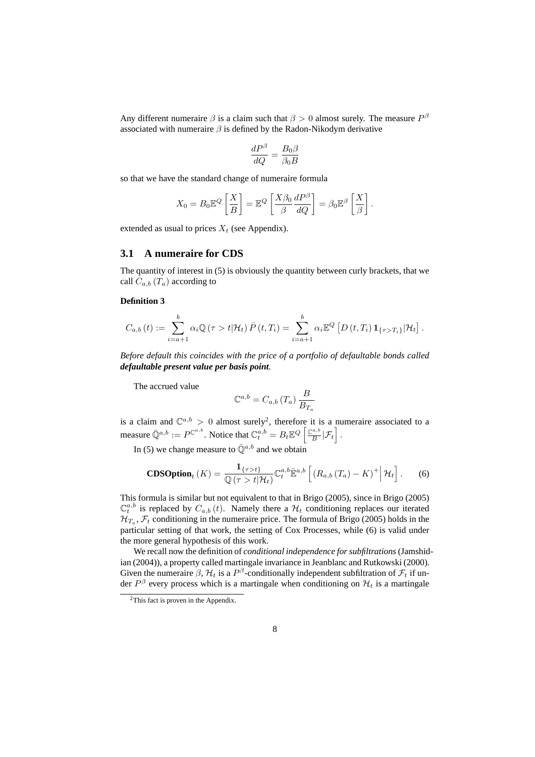Any different numeraire $\beta$ is a claim such that $\beta > 0$ almost surely. The measure $P^{\beta}$ associated with numeraire $\beta$ is defined by the Radon-Nikodym derivative

$$\frac{dP^{\beta}}{dQ} = \frac{B_0 \beta}{\beta_0 B}$$

so that we have the standard change of numeraire formula

$$X_0 = B_0 \mathbb{E}^Q \left[ \frac{X}{B} \right] = \mathbb{E}^Q \left[ \frac{X \beta_0}{\beta} \frac{dP^{\beta}}{dQ} \right] = \beta_0 \mathbb{E}^{\beta} \left[ \frac{X}{\beta} \right].$$

extended as usual to prices $X_t$ (see Appendix).

### 3.1 A numeraire for CDS

The quantity of interest in (5) is obviously the quantity between curly brackets, that we call $C_{a,b}(T_a)$ according to

**Definition 3**

$$C_{a,b}(t) := \sum_{i=a+1}^{b} \alpha_i \mathbb{Q}(\tau > t | \mathcal{H}_t) \bar{P}(t, T_i) = \sum_{i=a+1}^{b} \alpha_i \mathbb{E}^Q \left[ D(t, T_i) \mathbf{1}_{\{\tau > T_i\}} | \mathcal{H}_t \right].$$

*Before default this coincides with the price of a portfolio of defaultable bonds called **defaultable present value per basis point**.*

The accrued value

$$\mathbb{C}^{a,b} = C_{a,b}(T_a) \frac{B}{B_{T_a}}$$

is a claim and $\mathbb{C}^{a,b} > 0$ almost surely[2], therefore it is a numeraire associated to a measure $\bar{\mathbb{Q}}^{a,b} := P^{\mathbb{C}^{a,b}}$. Notice that $\mathbb{C}_t^{a,b} = B_t \mathbb{E}^Q \left[ \frac{\mathbb{C}^{a,b}}{B} | \mathcal{F}_t \right]$.

In (5) we change measure to $\bar{\mathbb{Q}}^{a,b}$ and we obtain

$$\textbf{CDSOption}_t(K) = \frac{\mathbf{1}_{\{\tau > t\}}}{\mathbb{Q}(\tau > t | \mathcal{H}_t)} \mathbb{C}_t^{a,b} \bar{\mathbb{E}}^{a,b} \left[ (R_{a,b}(T_a) - K)^+ \Big| \mathcal{H}_t \right]. \qquad (6)$$

This formula is similar but not equivalent to that in Brigo (2005), since in Brigo (2005) $\mathbb{C}_t^{a,b}$ is replaced by $C_{a,b}(t)$. Namely there a $\mathcal{H}_t$ conditioning replaces our iterated $\mathcal{H}_{T_a}, \mathcal{F}_t$ conditioning in the numeraire price. The formula of Brigo (2005) holds in the particular setting of that work, the setting of Cox Processes, while (6) is valid under the more general hypothesis of this work.

We recall now the definition of *conditional independence for subfiltrations* (Jamshidian (2004)), a property called martingale invariance in Jeanblanc and Rutkowski (2000). Given the numeraire $\beta$, $\mathcal{H}_t$ is a $P^{\beta}$-conditionally independent subfiltration of $\mathcal{F}_t$ if under $P^{\beta}$ every process which is a martingale when conditioning on $\mathcal{H}_t$ is a martingale

[2] This fact is proven in the Appendix.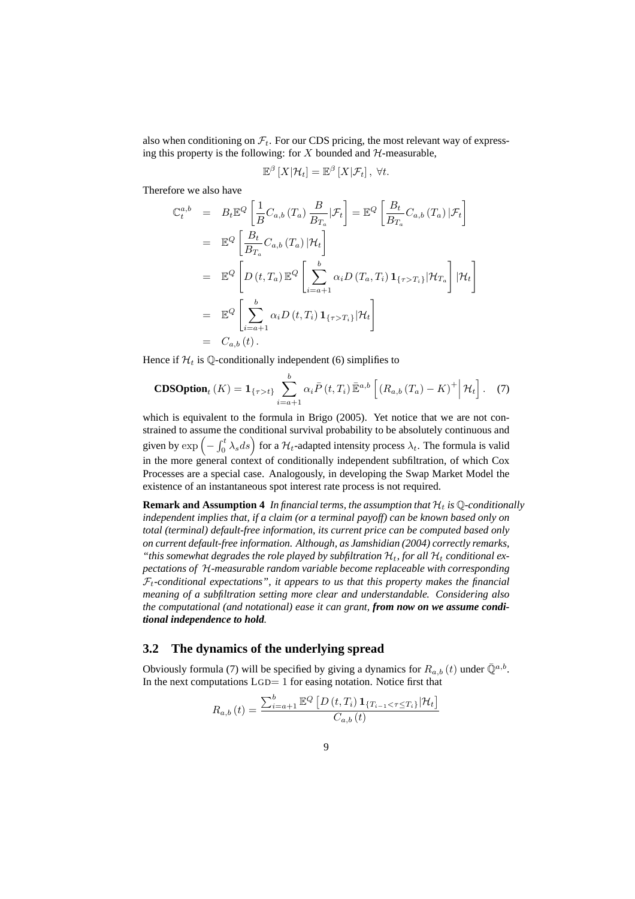also when conditioning on $\mathcal{F}_t$. For our CDS pricing, the most relevant way of expressing this property is the following: for $X$ bounded and $\mathcal{H}$-measurable,

$$\mathbb{E}^{\beta}\left[X|\mathcal{H}_t\right] = \mathbb{E}^{\beta}\left[X|\mathcal{F}_t\right], \ \forall t.$$

Therefore we also have

$$\begin{aligned}
\mathbb{C}_t^{a,b} &= B_t \mathbb{E}^Q\left[\frac{1}{B} C_{a,b}\left(T_a\right)\frac{B}{B_{T_a}}|\mathcal{F}_t\right] = \mathbb{E}^Q\left[\frac{B_t}{B_{T_a}} C_{a,b}\left(T_a\right)|\mathcal{F}_t\right] \\
&= \mathbb{E}^Q\left[\frac{B_t}{B_{T_a}} C_{a,b}\left(T_a\right)|\mathcal{H}_t\right] \\
&= \mathbb{E}^Q\left[D\left(t,T_a\right)\mathbb{E}^Q\left[\sum_{i=a+1}^{b}\alpha_i D\left(T_a,T_i\right)\mathbf{1}_{\{\tau>T_i\}}|\mathcal{H}_{T_a}\right]|\mathcal{H}_t\right] \\
&= \mathbb{E}^Q\left[\sum_{i=a+1}^{b}\alpha_i D\left(t,T_i\right)\mathbf{1}_{\{\tau>T_i\}}|\mathcal{H}_t\right] \\
&= C_{a,b}\left(t\right).
\end{aligned}$$

Hence if $\mathcal{H}_t$ is $\mathbb{Q}$-conditionally independent (6) simplifies to

$$\textbf{CDSOption}_t\left(K\right) = \mathbf{1}_{\{\tau>t\}}\sum_{i=a+1}^{b}\alpha_i \bar{P}\left(t,T_i\right)\bar{\mathbb{E}}^{a,b}\left[\left(R_{a,b}\left(T_a\right)-K\right)^+\Big|\,\mathcal{H}_t\right]. \quad (7)$$

which is equivalent to the formula in Brigo (2005). Yet notice that we are not constrained to assume the conditional survival probability to be absolutely continuous and given by $\exp\left(-\int_0^t \lambda_s ds\right)$ for a $\mathcal{H}_t$-adapted intensity process $\lambda_t$. The formula is valid in the more general context of conditionally independent subfiltration, of which Cox Processes are a special case. Analogously, in developing the Swap Market Model the existence of an instantaneous spot interest rate process is not required.

**Remark and Assumption 4** *In financial terms, the assumption that $\mathcal{H}_t$ is $\mathbb{Q}$-conditionally independent implies that, if a claim (or a terminal payoff) can be known based only on total (terminal) default-free information, its current price can be computed based only on current default-free information. Although, as Jamshidian (2004) correctly remarks, "this somewhat degrades the role played by subfiltration $\mathcal{H}_t$, for all $\mathcal{H}_t$ conditional expectations of $\mathcal{H}$-measurable random variable become replaceable with corresponding $\mathcal{F}_t$-conditional expectations", it appears to us that this property makes the financial meaning of a subfiltration setting more clear and understandable. Considering also the computational (and notational) ease it can grant,* ***from now on we assume conditional independence to hold****.*

## 3.2 The dynamics of the underlying spread

Obviously formula (7) will be specified by giving a dynamics for $R_{a,b}(t)$ under $\bar{\mathbb{Q}}^{a,b}$. In the next computations LGD$=1$ for easing notation. Notice first that

$$R_{a,b}\left(t\right) = \frac{\sum_{i=a+1}^{b}\mathbb{E}^Q\left[D\left(t,T_i\right)\mathbf{1}_{\{T_{i-1}<\tau\le T_i\}}|\mathcal{H}_t\right]}{C_{a,b}\left(t\right)}$$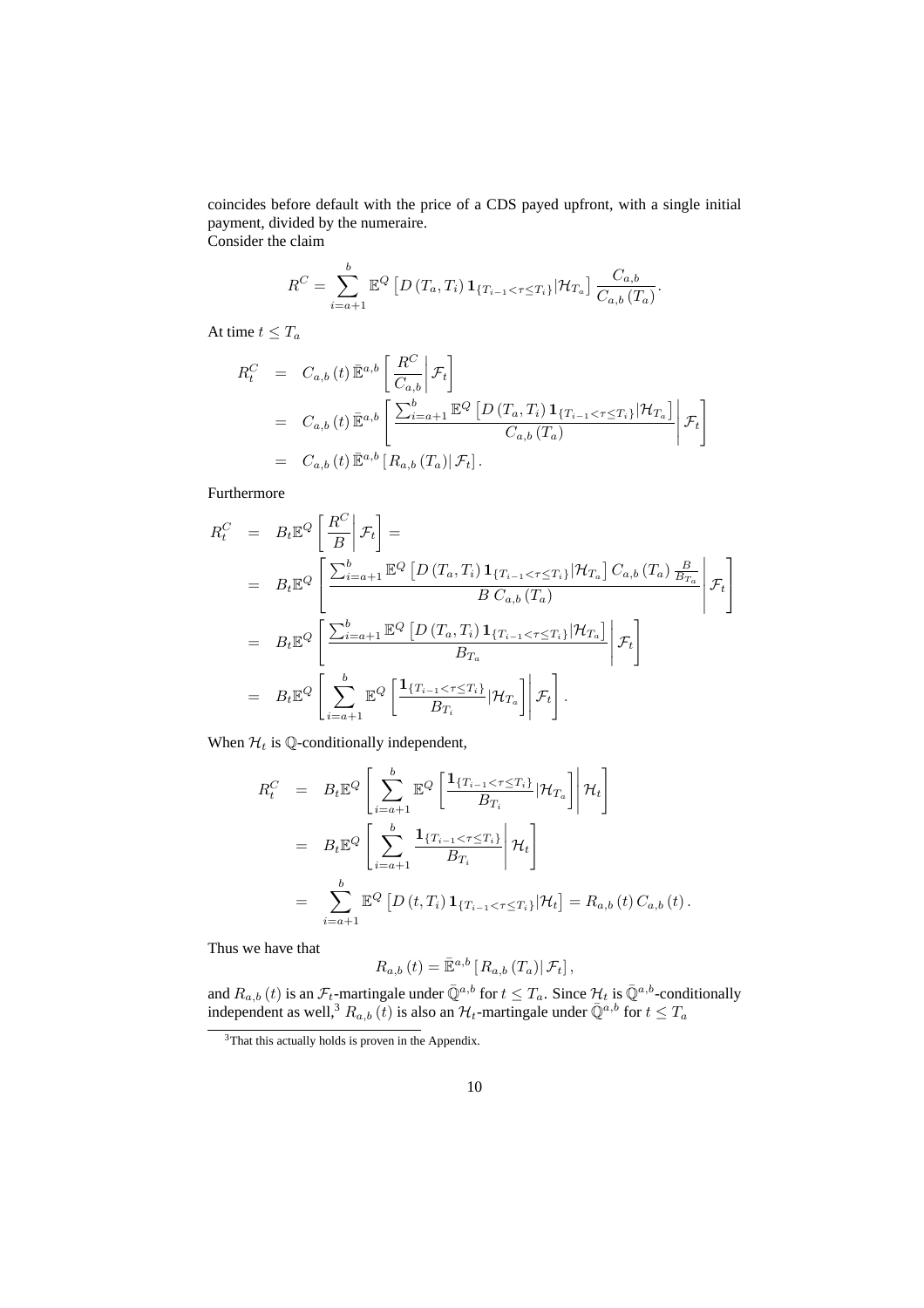coincides before default with the price of a CDS payed upfront, with a single initial payment, divided by the numeraire.
Consider the claim

$$R^C = \sum_{i=a+1}^{b} \mathbb{E}^Q \left[ D\left(T_a, T_i\right) \mathbf{1}_{\{T_{i-1} < \tau \leq T_i\}} | \mathcal{H}_{T_a} \right] \frac{C_{a,b}}{C_{a,b}\left(T_a\right)}.$$

At time $t \leq T_a$

$$\begin{aligned}
R_t^C &= C_{a,b}\left(t\right) \bar{\mathbb{E}}^{a,b} \left[ \left. \frac{R^C}{C_{a,b}} \right| \mathcal{F}_t \right] \\
&= C_{a,b}\left(t\right) \bar{\mathbb{E}}^{a,b} \left[ \left. \frac{\sum_{i=a+1}^{b} \mathbb{E}^Q \left[ D\left(T_a, T_i\right) \mathbf{1}_{\{T_{i-1} < \tau \leq T_i\}} | \mathcal{H}_{T_a} \right]}{C_{a,b}\left(T_a\right)} \right| \mathcal{F}_t \right] \\
&= C_{a,b}\left(t\right) \bar{\mathbb{E}}^{a,b} \left[ R_{a,b}\left(T_a\right) \middle| \mathcal{F}_t \right].
\end{aligned}$$

Furthermore

$$\begin{aligned}
R_t^C &= B_t \mathbb{E}^Q \left[ \left. \frac{R^C}{B} \right| \mathcal{F}_t \right] = \\
&= B_t \mathbb{E}^Q \left[ \left. \frac{\sum_{i=a+1}^{b} \mathbb{E}^Q \left[ D\left(T_a, T_i\right) \mathbf{1}_{\{T_{i-1} < \tau \leq T_i\}} | \mathcal{H}_{T_a} \right] C_{a,b}\left(T_a\right) \frac{B}{B_{T_a}}}{B \; C_{a,b}\left(T_a\right)} \right| \mathcal{F}_t \right] \\
&= B_t \mathbb{E}^Q \left[ \left. \frac{\sum_{i=a+1}^{b} \mathbb{E}^Q \left[ D\left(T_a, T_i\right) \mathbf{1}_{\{T_{i-1} < \tau \leq T_i\}} | \mathcal{H}_{T_a} \right]}{B_{T_a}} \right| \mathcal{F}_t \right] \\
&= B_t \mathbb{E}^Q \left[ \left. \sum_{i=a+1}^{b} \mathbb{E}^Q \left[ \frac{\mathbf{1}_{\{T_{i-1} < \tau \leq T_i\}}}{B_{T_i}} | \mathcal{H}_{T_a} \right] \right| \mathcal{F}_t \right].
\end{aligned}$$

When $\mathcal{H}_t$ is $\mathbb{Q}$-conditionally independent,

$$\begin{aligned}
R_t^C &= B_t \mathbb{E}^Q \left[ \left. \sum_{i=a+1}^{b} \mathbb{E}^Q \left[ \frac{\mathbf{1}_{\{T_{i-1} < \tau \leq T_i\}}}{B_{T_i}} | \mathcal{H}_{T_a} \right] \right| \mathcal{H}_t \right] \\
&= B_t \mathbb{E}^Q \left[ \left. \sum_{i=a+1}^{b} \frac{\mathbf{1}_{\{T_{i-1} < \tau \leq T_i\}}}{B_{T_i}} \right| \mathcal{H}_t \right] \\
&= \sum_{i=a+1}^{b} \mathbb{E}^Q \left[ D\left(t, T_i\right) \mathbf{1}_{\{T_{i-1} < \tau \leq T_i\}} | \mathcal{H}_t \right] = R_{a,b}\left(t\right) C_{a,b}\left(t\right).
\end{aligned}$$

Thus we have that

$$R_{a,b}\left(t\right) = \bar{\mathbb{E}}^{a,b} \left[ R_{a,b}\left(T_a\right) \middle| \mathcal{F}_t \right],$$

and $R_{a,b}(t)$ is an $\mathcal{F}_t$-martingale under $\bar{\mathbb{Q}}^{a,b}$ for $t \leq T_a$. Since $\mathcal{H}_t$ is $\bar{\mathbb{Q}}^{a,b}$-conditionally independent as well,[3] $R_{a,b}(t)$ is also an $\mathcal{H}_t$-martingale under $\bar{\mathbb{Q}}^{a,b}$ for $t \leq T_a$

[3] That this actually holds is proven in the Appendix.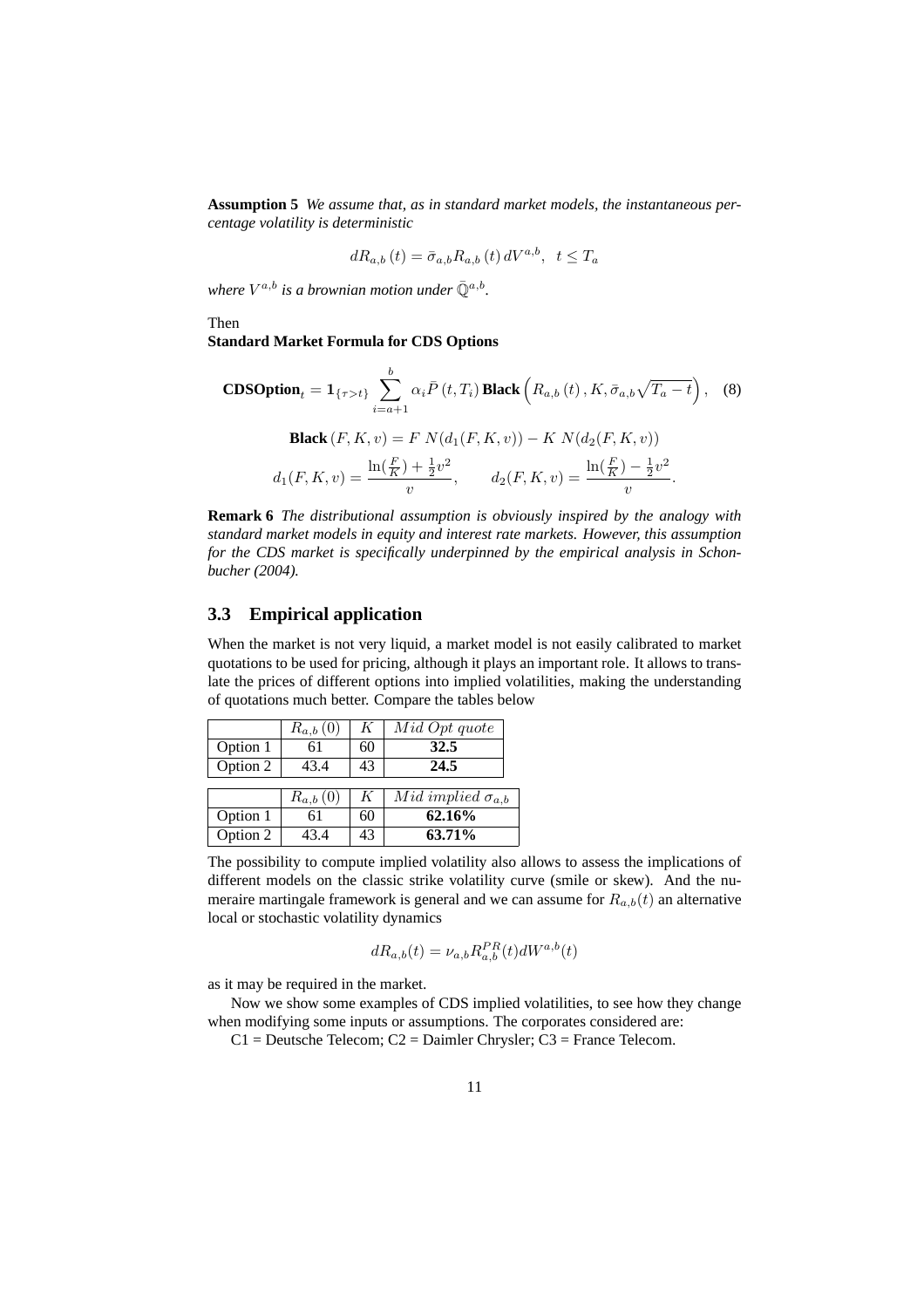**Assumption 5** *We assume that, as in standard market models, the instantaneous percentage volatility is deterministic*

$$dR_{a,b}(t) = \bar{\sigma}_{a,b} R_{a,b}(t) \, dV^{a,b}, \quad t \leq T_a$$

*where $V^{a,b}$ is a brownian motion under $\bar{\mathbb{Q}}^{a,b}$.*

Then

**Standard Market Formula for CDS Options**

$$\textbf{CDSOption}_t = \mathbf{1}_{\{\tau > t\}} \sum_{i=a+1}^{b} \alpha_i \bar{P}(t, T_i) \, \textbf{Black}\left( R_{a,b}(t), K, \bar{\sigma}_{a,b} \sqrt{T_a - t} \right), \quad (8)$$

$$\textbf{Black}(F, K, v) = F \; N(d_1(F, K, v)) - K \; N(d_2(F, K, v))$$

$$d_1(F, K, v) = \frac{\ln(\frac{F}{K}) + \frac{1}{2} v^2}{v}, \qquad d_2(F, K, v) = \frac{\ln(\frac{F}{K}) - \frac{1}{2} v^2}{v}.$$

**Remark 6** *The distributional assumption is obviously inspired by the analogy with standard market models in equity and interest rate markets. However, this assumption for the CDS market is specifically underpinned by the empirical analysis in Schonbucher (2004).*

## 3.3 Empirical application

When the market is not very liquid, a market model is not easily calibrated to market quotations to be used for pricing, although it plays an important role. It allows to translate the prices of different options into implied volatilities, making the understanding of quotations much better. Compare the tables below

| | $R_{a,b}(0)$ | $K$ | $Mid\ Opt\ quote$ |
|---|---|---|---|
| Option 1 | 61 | 60 | **32.5** |
| Option 2 | 43.4 | 43 | **24.5** |

| | $R_{a,b}(0)$ | $K$ | $Mid\ implied\ \sigma_{a,b}$ |
|---|---|---|---|
| Option 1 | 61 | 60 | **62.16%** |
| Option 2 | 43.4 | 43 | **63.71%** |

The possibility to compute implied volatility also allows to assess the implications of different models on the classic strike volatility curve (smile or skew). And the numeraire martingale framework is general and we can assume for $R_{a,b}(t)$ an alternative local or stochastic volatility dynamics

$$dR_{a,b}(t) = \nu_{a,b} R_{a,b}^{PR}(t) dW^{a,b}(t)$$

as it may be required in the market.

Now we show some examples of CDS implied volatilities, to see how they change when modifying some inputs or assumptions. The corporates considered are:

C1 = Deutsche Telecom; C2 = Daimler Chrysler; C3 = France Telecom.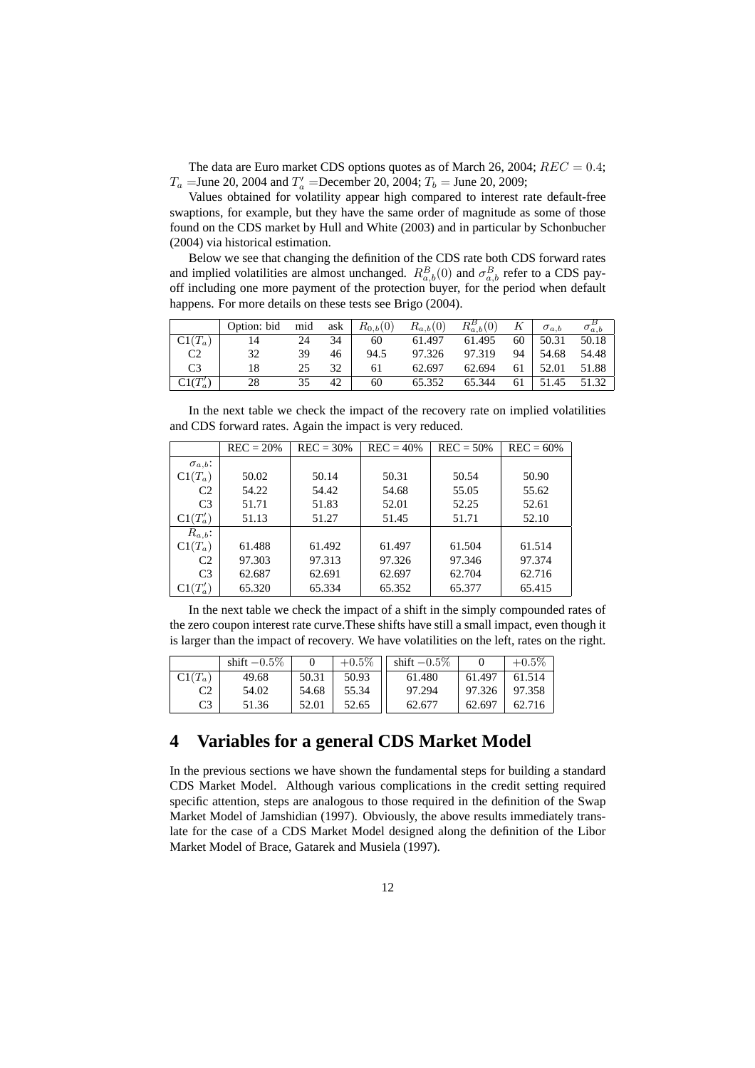The data are Euro market CDS options quotes as of March 26, 2004; $REC = 0.4$; $T_a$ =June 20, 2004 and $T'_a$ =December 20, 2004; $T_b$ = June 20, 2009;

Values obtained for volatility appear high compared to interest rate default-free swaptions, for example, but they have the same order of magnitude as some of those found on the CDS market by Hull and White (2003) and in particular by Schonbucher (2004) via historical estimation.

Below we see that changing the definition of the CDS rate both CDS forward rates and implied volatilities are almost unchanged. $R^B_{a,b}(0)$ and $\sigma^B_{a,b}$ refer to a CDS payoff including one more payment of the protection buyer, for the period when default happens. For more details on these tests see Brigo (2004).

| | Option: bid | mid | ask | $R_{0,b}(0)$ | $R_{a,b}(0)$ | $R^B_{a,b}(0)$ | $K$ | $\sigma_{a,b}$ | $\sigma^B_{a,b}$ |
|---|---|---|---|---|---|---|---|---|---|
| C1($T_a$) | 14 | 24 | 34 | 60 | 61.497 | 61.495 | 60 | 50.31 | 50.18 |
| C2 | 32 | 39 | 46 | 94.5 | 97.326 | 97.319 | 94 | 54.68 | 54.48 |
| C3 | 18 | 25 | 32 | 61 | 62.697 | 62.694 | 61 | 52.01 | 51.88 |
| C1($T'_a$) | 28 | 35 | 42 | 60 | 65.352 | 65.344 | 61 | 51.45 | 51.32 |

In the next table we check the impact of the recovery rate on implied volatilities and CDS forward rates. Again the impact is very reduced.

| | REC = 20% | REC = 30% | REC = 40% | REC = 50% | REC = 60% |
|---|---|---|---|---|---|
| $\sigma_{a,b}$: | | | | | |
| C1($T_a$) | 50.02 | 50.14 | 50.31 | 50.54 | 50.90 |
| C2 | 54.22 | 54.42 | 54.68 | 55.05 | 55.62 |
| C3 | 51.71 | 51.83 | 52.01 | 52.25 | 52.61 |
| C1($T'_a$) | 51.13 | 51.27 | 51.45 | 51.71 | 52.10 |
| $R_{a,b}$: | | | | | |
| C1($T_a$) | 61.488 | 61.492 | 61.497 | 61.504 | 61.514 |
| C2 | 97.303 | 97.313 | 97.326 | 97.346 | 97.374 |
| C3 | 62.687 | 62.691 | 62.697 | 62.704 | 62.716 |
| C1($T'_a$) | 65.320 | 65.334 | 65.352 | 65.377 | 65.415 |

In the next table we check the impact of a shift in the simply compounded rates of the zero coupon interest rate curve.These shifts have still a small impact, even though it is larger than the impact of recovery. We have volatilities on the left, rates on the right.

| | shift $-0.5\%$ | 0 | $+0.5\%$ | shift $-0.5\%$ | 0 | $+0.5\%$ |
|---|---|---|---|---|---|---|
| C1($T_a$) | 49.68 | 50.31 | 50.93 | 61.480 | 61.497 | 61.514 |
| C2 | 54.02 | 54.68 | 55.34 | 97.294 | 97.326 | 97.358 |
| C3 | 51.36 | 52.01 | 52.65 | 62.677 | 62.697 | 62.716 |

# 4 Variables for a general CDS Market Model

In the previous sections we have shown the fundamental steps for building a standard CDS Market Model. Although various complications in the credit setting required specific attention, steps are analogous to those required in the definition of the Swap Market Model of Jamshidian (1997). Obviously, the above results immediately translate for the case of a CDS Market Model designed along the definition of the Libor Market Model of Brace, Gatarek and Musiela (1997).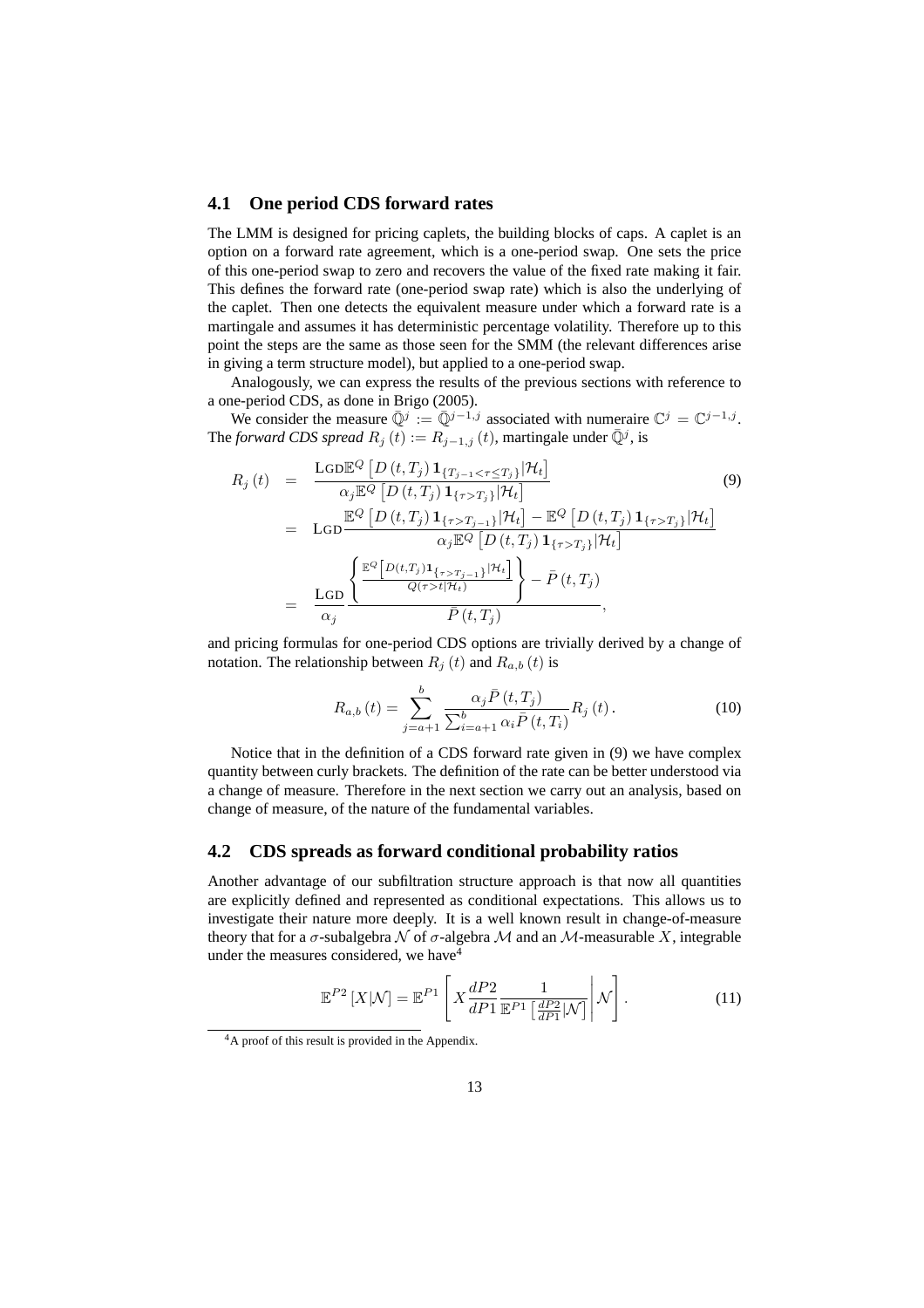### 4.1 One period CDS forward rates

The LMM is designed for pricing caplets, the building blocks of caps. A caplet is an option on a forward rate agreement, which is a one-period swap. One sets the price of this one-period swap to zero and recovers the value of the fixed rate making it fair. This defines the forward rate (one-period swap rate) which is also the underlying of the caplet. Then one detects the equivalent measure under which a forward rate is a martingale and assumes it has deterministic percentage volatility. Therefore up to this point the steps are the same as those seen for the SMM (the relevant differences arise in giving a term structure model), but applied to a one-period swap.

Analogously, we can express the results of the previous sections with reference to a one-period CDS, as done in Brigo (2005).

We consider the measure $\bar{\mathbb{Q}}^j := \bar{\mathbb{Q}}^{j-1,j}$ associated with numeraire $\mathbb{C}^j = \mathbb{C}^{j-1,j}$. The *forward CDS spread* $R_j(t) := R_{j-1,j}(t)$, martingale under $\bar{\mathbb{Q}}^j$, is

$$
\begin{aligned}
R_j(t) &= \frac{\text{LGD}\,\mathbb{E}^Q\left[D(t,T_j)\,\mathbf{1}_{\{T_{j-1}<\tau\leq T_j\}}|\mathcal{H}_t\right]}{\alpha_j \mathbb{E}^Q\left[D(t,T_j)\,\mathbf{1}_{\{\tau>T_j\}}|\mathcal{H}_t\right]} \qquad (9)\\
&= \text{LGD}\frac{\mathbb{E}^Q\left[D(t,T_j)\,\mathbf{1}_{\{\tau>T_{j-1}\}}|\mathcal{H}_t\right]-\mathbb{E}^Q\left[D(t,T_j)\,\mathbf{1}_{\{\tau>T_j\}}|\mathcal{H}_t\right]}{\alpha_j \mathbb{E}^Q\left[D(t,T_j)\,\mathbf{1}_{\{\tau>T_j\}}|\mathcal{H}_t\right]}\\
&= \frac{\text{LGD}}{\alpha_j}\frac{\left\{\frac{\mathbb{E}^Q\left[D(t,T_j)\mathbf{1}_{\{\tau>T_{j-1}\}}|\mathcal{H}_t\right]}{Q(\tau>t|\mathcal{H}_t)}\right\}-\bar{P}(t,T_j)}{\bar{P}(t,T_j)},
\end{aligned}
$$

and pricing formulas for one-period CDS options are trivially derived by a change of notation. The relationship between $R_j(t)$ and $R_{a,b}(t)$ is

$$
R_{a,b}(t) = \sum_{j=a+1}^{b} \frac{\alpha_j \bar{P}(t,T_j)}{\sum_{i=a+1}^{b}\alpha_i \bar{P}(t,T_i)} R_j(t). \qquad (10)
$$

Notice that in the definition of a CDS forward rate given in (9) we have complex quantity between curly brackets. The definition of the rate can be better understood via a change of measure. Therefore in the next section we carry out an analysis, based on change of measure, of the nature of the fundamental variables.

### 4.2 CDS spreads as forward conditional probability ratios

Another advantage of our subfiltration structure approach is that now all quantities are explicitly defined and represented as conditional expectations. This allows us to investigate their nature more deeply. It is a well known result in change-of-measure theory that for a $\sigma$-subalgebra $\mathcal{N}$ of $\sigma$-algebra $\mathcal{M}$ and an $\mathcal{M}$-measurable $X$, integrable under the measures considered, we have[4]

$$
\mathbb{E}^{P2}[X|\mathcal{N}] = \mathbb{E}^{P1}\left[X\frac{dP2}{dP1}\frac{1}{\mathbb{E}^{P1}\left[\frac{dP2}{dP1}|\mathcal{N}\right]}\middle|\mathcal{N}\right]. \qquad (11)
$$

[4] A proof of this result is provided in the Appendix.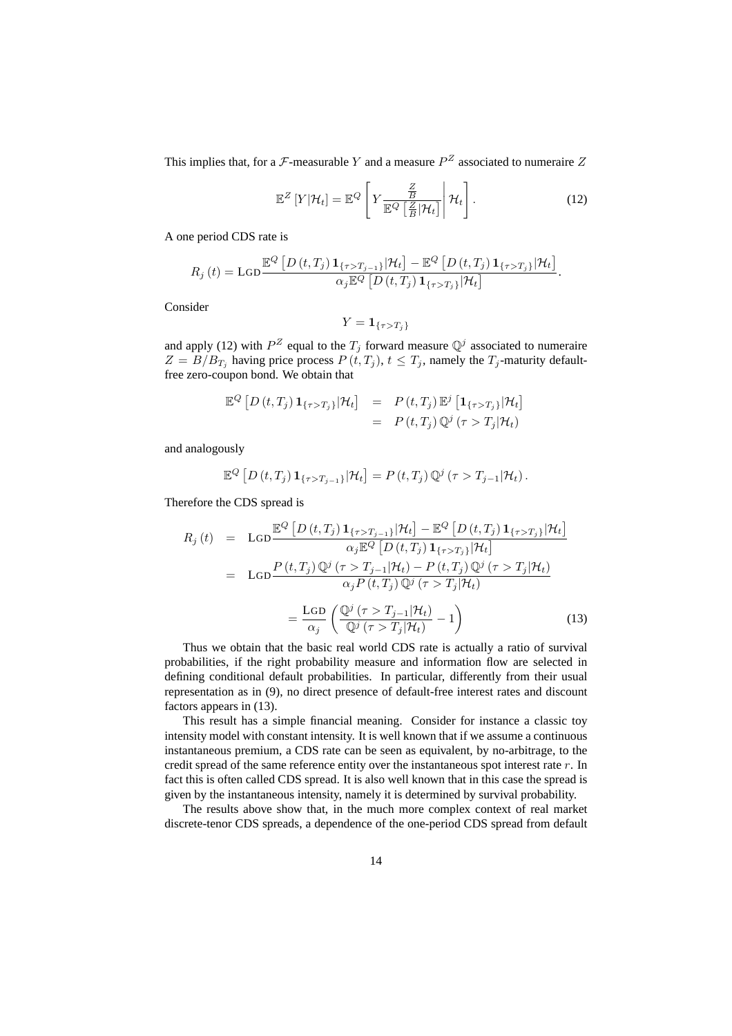This implies that, for a $\mathcal{F}$-measurable $Y$ and a measure $P^Z$ associated to numeraire $Z$

$$\mathbb{E}^Z\left[Y|\mathcal{H}_t\right] = \mathbb{E}^Q\left[ Y \frac{\frac{Z}{B}}{\mathbb{E}^Q\left[\frac{Z}{B}|\mathcal{H}_t\right]} \middle| \mathcal{H}_t \right]. \tag{12}$$

A one period CDS rate is

$$R_j(t) = \text{LGD} \frac{\mathbb{E}^Q\left[D(t,T_j)\mathbf{1}_{\{\tau>T_{j-1}\}}|\mathcal{H}_t\right] - \mathbb{E}^Q\left[D(t,T_j)\mathbf{1}_{\{\tau>T_j\}}|\mathcal{H}_t\right]}{\alpha_j \mathbb{E}^Q\left[D(t,T_j)\mathbf{1}_{\{\tau>T_j\}}|\mathcal{H}_t\right]}.$$

Consider

$$Y = \mathbf{1}_{\{\tau>T_j\}}$$

and apply (12) with $P^Z$ equal to the $T_j$ forward measure $\mathbb{Q}^j$ associated to numeraire $Z = B/B_{T_j}$ having price process $P(t,T_j)$, $t \leq T_j$, namely the $T_j$-maturity default-free zero-coupon bond. We obtain that

$$\begin{aligned}
\mathbb{E}^Q\left[D(t,T_j)\mathbf{1}_{\{\tau>T_j\}}|\mathcal{H}_t\right] &= P(t,T_j)\,\mathbb{E}^j\left[\mathbf{1}_{\{\tau>T_j\}}|\mathcal{H}_t\right] \\
&= P(t,T_j)\,\mathbb{Q}^j\left(\tau>T_j|\mathcal{H}_t\right)
\end{aligned}$$

and analogously

$$\mathbb{E}^Q\left[D(t,T_j)\mathbf{1}_{\{\tau>T_{j-1}\}}|\mathcal{H}_t\right] = P(t,T_j)\,\mathbb{Q}^j\left(\tau>T_{j-1}|\mathcal{H}_t\right).$$

Therefore the CDS spread is

$$\begin{aligned}
R_j(t) &= \text{LGD}\frac{\mathbb{E}^Q\left[D(t,T_j)\mathbf{1}_{\{\tau>T_{j-1}\}}|\mathcal{H}_t\right] - \mathbb{E}^Q\left[D(t,T_j)\mathbf{1}_{\{\tau>T_j\}}|\mathcal{H}_t\right]}{\alpha_j\mathbb{E}^Q\left[D(t,T_j)\mathbf{1}_{\{\tau>T_j\}}|\mathcal{H}_t\right]} \\
&= \text{LGD}\frac{P(t,T_j)\,\mathbb{Q}^j\left(\tau>T_{j-1}|\mathcal{H}_t\right) - P(t,T_j)\,\mathbb{Q}^j\left(\tau>T_j|\mathcal{H}_t\right)}{\alpha_j P(t,T_j)\,\mathbb{Q}^j\left(\tau>T_j|\mathcal{H}_t\right)} \\
&= \frac{\text{LGD}}{\alpha_j}\left(\frac{\mathbb{Q}^j\left(\tau>T_{j-1}|\mathcal{H}_t\right)}{\mathbb{Q}^j\left(\tau>T_j|\mathcal{H}_t\right)} - 1\right)
\end{aligned} \tag{13}$$

Thus we obtain that the basic real world CDS rate is actually a ratio of survival probabilities, if the right probability measure and information flow are selected in defining conditional default probabilities. In particular, differently from their usual representation as in (9), no direct presence of default-free interest rates and discount factors appears in (13).

This result has a simple financial meaning. Consider for instance a classic toy intensity model with constant intensity. It is well known that if we assume a continuous instantaneous premium, a CDS rate can be seen as equivalent, by no-arbitrage, to the credit spread of the same reference entity over the instantaneous spot interest rate $r$. In fact this is often called CDS spread. It is also well known that in this case the spread is given by the instantaneous intensity, namely it is determined by survival probability.

The results above show that, in the much more complex context of real market discrete-tenor CDS spreads, a dependence of the one-period CDS spread from default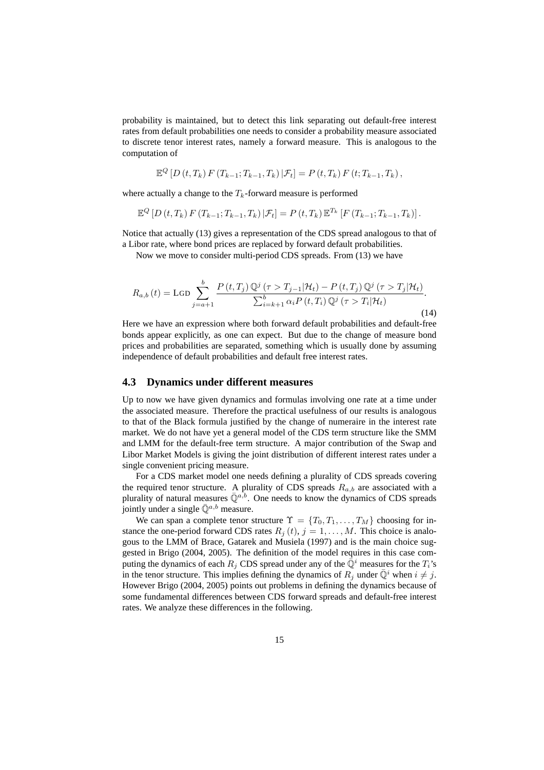probability is maintained, but to detect this link separating out default-free interest rates from default probabilities one needs to consider a probability measure associated to discrete tenor interest rates, namely a forward measure. This is analogous to the computation of

$$\mathbb{E}^{Q}\left[D\left(t,T_{k}\right)F\left(T_{k-1};T_{k-1},T_{k}\right)|\mathcal{F}_{t}\right]=P\left(t,T_{k}\right)F\left(t;T_{k-1},T_{k}\right),$$

where actually a change to the $T_k$-forward measure is performed

$$\mathbb{E}^{Q}\left[D\left(t,T_{k}\right)F\left(T_{k-1};T_{k-1},T_{k}\right)|\mathcal{F}_{t}\right]=P\left(t,T_{k}\right)\mathbb{E}^{T_{k}}\left[F\left(T_{k-1};T_{k-1},T_{k}\right)\right].$$

Notice that actually (13) gives a representation of the CDS spread analogous to that of a Libor rate, where bond prices are replaced by forward default probabilities.

Now we move to consider multi-period CDS spreads. From (13) we have

$$R_{a,b}\left(t\right)=\mathrm{LGD}\sum_{j=a+1}^{b}\frac{P\left(t,T_{j}\right)\mathbb{Q}^{j}\left(\tau>T_{j-1}|\mathcal{H}_{t}\right)-P\left(t,T_{j}\right)\mathbb{Q}^{j}\left(\tau>T_{j}|\mathcal{H}_{t}\right)}{\sum_{i=k+1}^{b}\alpha_{i}P\left(t,T_{i}\right)\mathbb{Q}^{j}\left(\tau>T_{i}|\mathcal{H}_{t}\right)}. \tag{14}$$

Here we have an expression where both forward default probabilities and default-free bonds appear explicitly, as one can expect. But due to the change of measure bond prices and probabilities are separated, something which is usually done by assuming independence of default probabilities and default free interest rates.

### 4.3 Dynamics under different measures

Up to now we have given dynamics and formulas involving one rate at a time under the associated measure. Therefore the practical usefulness of our results is analogous to that of the Black formula justified by the change of numeraire in the interest rate market. We do not have yet a general model of the CDS term structure like the SMM and LMM for the default-free term structure. A major contribution of the Swap and Libor Market Models is giving the joint distribution of different interest rates under a single convenient pricing measure.

For a CDS market model one needs defining a plurality of CDS spreads covering the required tenor structure. A plurality of CDS spreads $R_{a,b}$ are associated with a plurality of natural measures $\bar{\mathbb{Q}}^{a,b}$. One needs to know the dynamics of CDS spreads jointly under a single $\bar{\mathbb{Q}}^{a,b}$ measure.

We can span a complete tenor structure $\Upsilon = \{T_0, T_1, \ldots, T_M\}$ choosing for instance the one-period forward CDS rates $R_j(t)$, $j = 1, \ldots, M$. This choice is analogous to the LMM of Brace, Gatarek and Musiela (1997) and is the main choice suggested in Brigo (2004, 2005). The definition of the model requires in this case computing the dynamics of each $R_j$ CDS spread under any of the $\bar{\mathbb{Q}}^i$ measures for the $T_i$'s in the tenor structure. This implies defining the dynamics of $R_j$ under $\bar{\mathbb{Q}}^i$ when $i \neq j$. However Brigo (2004, 2005) points out problems in defining the dynamics because of some fundamental differences between CDS forward spreads and default-free interest rates. We analyze these differences in the following.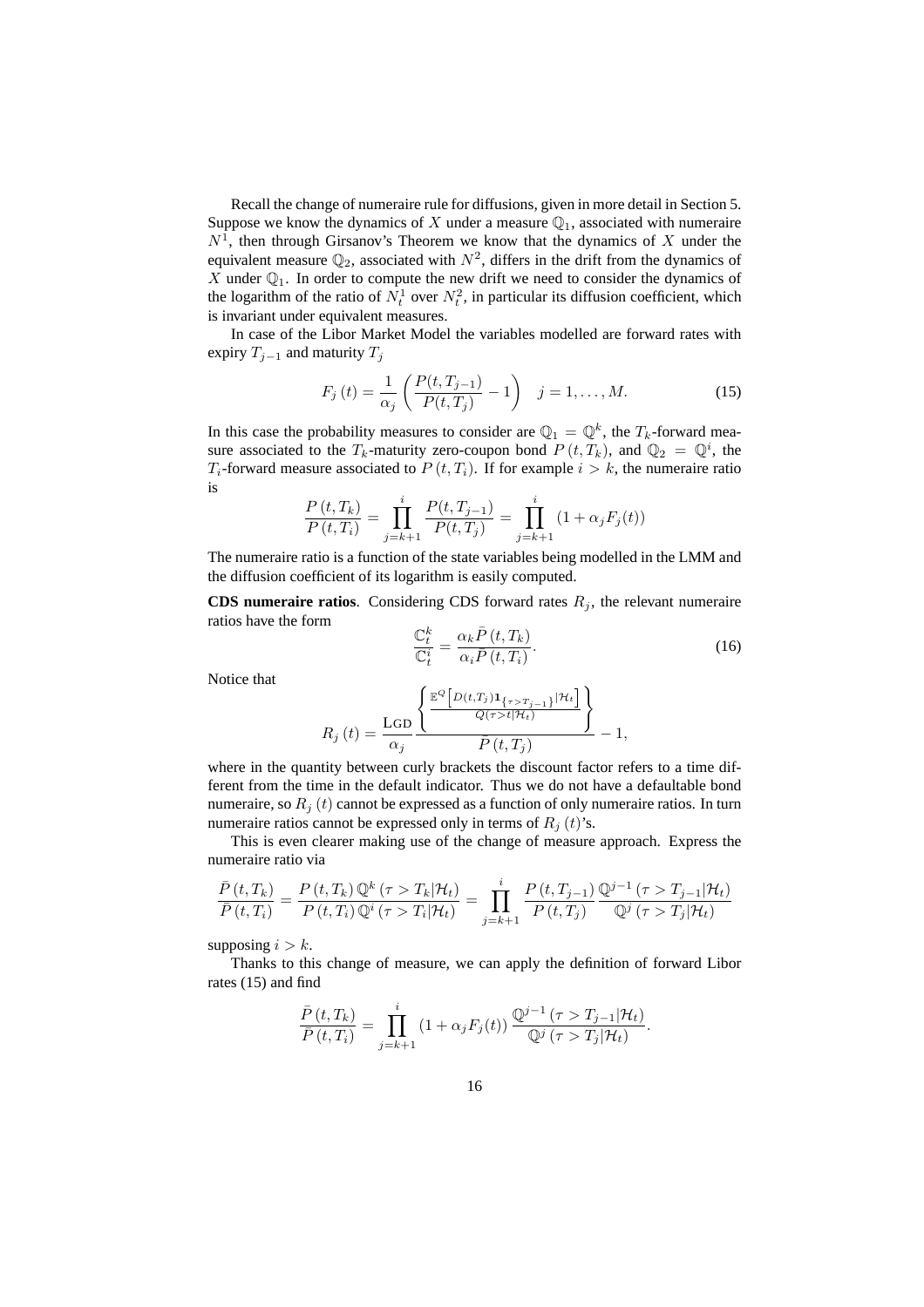Recall the change of numeraire rule for diffusions, given in more detail in Section 5. Suppose we know the dynamics of $X$ under a measure $\mathbb{Q}_1$, associated with numeraire $N^1$, then through Girsanov's Theorem we know that the dynamics of $X$ under the equivalent measure $\mathbb{Q}_2$, associated with $N^2$, differs in the drift from the dynamics of $X$ under $\mathbb{Q}_1$. In order to compute the new drift we need to consider the dynamics of the logarithm of the ratio of $N_t^1$ over $N_t^2$, in particular its diffusion coefficient, which is invariant under equivalent measures.

In case of the Libor Market Model the variables modelled are forward rates with expiry $T_{j-1}$ and maturity $T_j$

$$F_j(t) = \frac{1}{\alpha_j}\left(\frac{P(t,T_{j-1})}{P(t,T_j)} - 1\right) \quad j = 1,\ldots,M. \tag{15}$$

In this case the probability measures to consider are $\mathbb{Q}_1 = \mathbb{Q}^k$, the $T_k$-forward measure associated to the $T_k$-maturity zero-coupon bond $P(t,T_k)$, and $\mathbb{Q}_2 = \mathbb{Q}^i$, the $T_i$-forward measure associated to $P(t,T_i)$. If for example $i > k$, the numeraire ratio is

$$\frac{P(t,T_k)}{P(t,T_i)} = \prod_{j=k+1}^{i} \frac{P(t,T_{j-1})}{P(t,T_j)} = \prod_{j=k+1}^{i} (1 + \alpha_j F_j(t))$$

The numeraire ratio is a function of the state variables being modelled in the LMM and the diffusion coefficient of its logarithm is easily computed.

**CDS numeraire ratios**. Considering CDS forward rates $R_j$, the relevant numeraire ratios have the form

$$\frac{\mathbb{C}_t^k}{\mathbb{C}_t^i} = \frac{\alpha_k \bar{P}(t,T_k)}{\alpha_i \bar{P}(t,T_i)}. \tag{16}$$

Notice that

$$R_j(t) = \frac{\mathrm{LGD}}{\alpha_j} \frac{\left\{ \frac{\mathbb{E}^Q\left[D(t,T_j)\mathbf{1}_{\{\tau > T_{j-1}\}}|\mathcal{H}_t\right]}{Q(\tau > t|\mathcal{H}_t)} \right\}}{\bar{P}(t,T_j)} - 1,$$

where in the quantity between curly brackets the discount factor refers to a time different from the time in the default indicator. Thus we do not have a defaultable bond numeraire, so $R_j(t)$ cannot be expressed as a function of only numeraire ratios. In turn numeraire ratios cannot be expressed only in terms of $R_j(t)$'s.

This is even clearer making use of the change of measure approach. Express the numeraire ratio via

$$\frac{\bar{P}(t,T_k)}{\bar{P}(t,T_i)} = \frac{P(t,T_k)\,\mathbb{Q}^k(\tau > T_k|\mathcal{H}_t)}{P(t,T_i)\,\mathbb{Q}^i(\tau > T_i|\mathcal{H}_t)} = \prod_{j=k+1}^{i} \frac{P(t,T_{j-1})}{P(t,T_j)} \frac{\mathbb{Q}^{j-1}(\tau > T_{j-1}|\mathcal{H}_t)}{\mathbb{Q}^j(\tau > T_j|\mathcal{H}_t)}$$

supposing $i > k$.

Thanks to this change of measure, we can apply the definition of forward Libor rates (15) and find

$$\frac{\bar{P}(t,T_k)}{\bar{P}(t,T_i)} = \prod_{j=k+1}^{i} (1 + \alpha_j F_j(t)) \frac{\mathbb{Q}^{j-1}(\tau > T_{j-1}|\mathcal{H}_t)}{\mathbb{Q}^j(\tau > T_j|\mathcal{H}_t)}.$$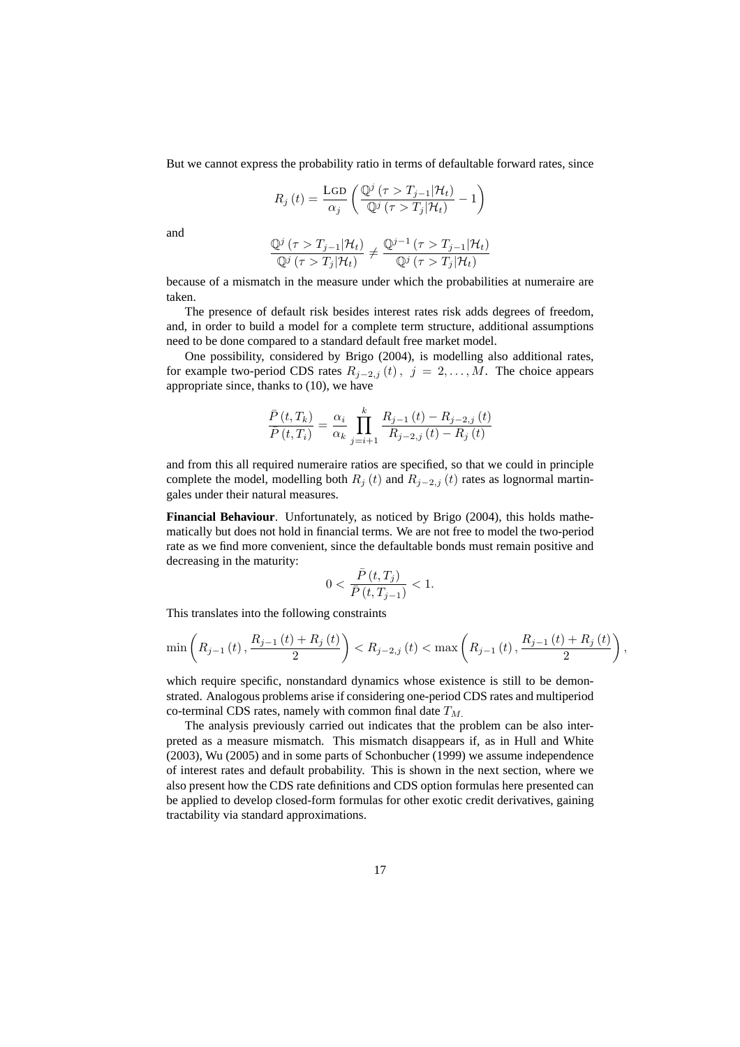But we cannot express the probability ratio in terms of defaultable forward rates, since

$$R_j(t) = \frac{\text{LGD}}{\alpha_j}\left(\frac{\mathbb{Q}^j(\tau > T_{j-1}|\mathcal{H}_t)}{\mathbb{Q}^j(\tau > T_j|\mathcal{H}_t)} - 1\right)$$

and

$$\frac{\mathbb{Q}^j(\tau > T_{j-1}|\mathcal{H}_t)}{\mathbb{Q}^j(\tau > T_j|\mathcal{H}_t)} \neq \frac{\mathbb{Q}^{j-1}(\tau > T_{j-1}|\mathcal{H}_t)}{\mathbb{Q}^j(\tau > T_j|\mathcal{H}_t)}$$

because of a mismatch in the measure under which the probabilities at numeraire are taken.

The presence of default risk besides interest rates risk adds degrees of freedom, and, in order to build a model for a complete term structure, additional assumptions need to be done compared to a standard default free market model.

One possibility, considered by Brigo (2004), is modelling also additional rates, for example two-period CDS rates $R_{j-2,j}(t)$, $j = 2, \ldots, M$. The choice appears appropriate since, thanks to (10), we have

$$\frac{\bar{P}(t, T_k)}{\bar{P}(t, T_i)} = \frac{\alpha_i}{\alpha_k} \prod_{j=i+1}^{k} \frac{R_{j-1}(t) - R_{j-2,j}(t)}{R_{j-2,j}(t) - R_j(t)}$$

and from this all required numeraire ratios are specified, so that we could in principle complete the model, modelling both $R_j(t)$ and $R_{j-2,j}(t)$ rates as lognormal martingales under their natural measures.

**Financial Behaviour**. Unfortunately, as noticed by Brigo (2004), this holds mathematically but does not hold in financial terms. We are not free to model the two-period rate as we find more convenient, since the defaultable bonds must remain positive and decreasing in the maturity:

$$0 < \frac{\bar{P}(t, T_j)}{\bar{P}(t, T_{j-1})} < 1.$$

This translates into the following constraints

$$\min\left(R_{j-1}(t), \frac{R_{j-1}(t) + R_j(t)}{2}\right) < R_{j-2,j}(t) < \max\left(R_{j-1}(t), \frac{R_{j-1}(t) + R_j(t)}{2}\right),$$

which require specific, nonstandard dynamics whose existence is still to be demonstrated. Analogous problems arise if considering one-period CDS rates and multiperiod co-terminal CDS rates, namely with common final date $T_M$.

The analysis previously carried out indicates that the problem can be also interpreted as a measure mismatch. This mismatch disappears if, as in Hull and White (2003), Wu (2005) and in some parts of Schonbucher (1999) we assume independence of interest rates and default probability. This is shown in the next section, where we also present how the CDS rate definitions and CDS option formulas here presented can be applied to develop closed-form formulas for other exotic credit derivatives, gaining tractability via standard approximations.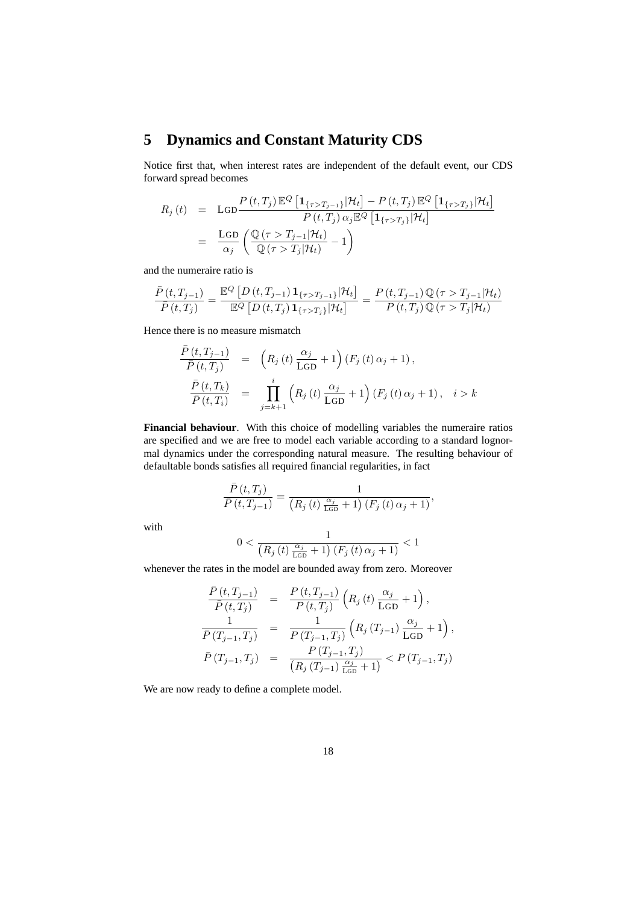## 5 Dynamics and Constant Maturity CDS

Notice first that, when interest rates are independent of the default event, our CDS forward spread becomes

$$
\begin{aligned}
R_j(t) &= \text{LGD}\frac{P(t,T_j)\,\mathbb{E}^Q\left[\mathbf{1}_{\{\tau>T_{j-1}\}}|\mathcal{H}_t\right] - P(t,T_j)\,\mathbb{E}^Q\left[\mathbf{1}_{\{\tau>T_j\}}|\mathcal{H}_t\right]}{P(t,T_j)\,\alpha_j\mathbb{E}^Q\left[\mathbf{1}_{\{\tau>T_j\}}|\mathcal{H}_t\right]} \\
&= \frac{\text{LGD}}{\alpha_j}\left(\frac{\mathbb{Q}(\tau>T_{j-1}|\mathcal{H}_t)}{\mathbb{Q}(\tau>T_j|\mathcal{H}_t)} - 1\right)
\end{aligned}
$$

and the numeraire ratio is

$$
\frac{\bar{P}(t,T_{j-1})}{\bar{P}(t,T_j)} = \frac{\mathbb{E}^Q\left[D(t,T_{j-1})\,\mathbf{1}_{\{\tau>T_{j-1}\}}|\mathcal{H}_t\right]}{\mathbb{E}^Q\left[D(t,T_j)\,\mathbf{1}_{\{\tau>T_j\}}|\mathcal{H}_t\right]} = \frac{P(t,T_{j-1})\,\mathbb{Q}(\tau>T_{j-1}|\mathcal{H}_t)}{P(t,T_j)\,\mathbb{Q}(\tau>T_j|\mathcal{H}_t)}
$$

Hence there is no measure mismatch

$$
\begin{aligned}
\frac{\bar{P}(t,T_{j-1})}{\bar{P}(t,T_j)} &= \left(R_j(t)\,\frac{\alpha_j}{\text{LGD}} + 1\right)(F_j(t)\,\alpha_j + 1), \\
\frac{\bar{P}(t,T_k)}{\bar{P}(t,T_i)} &= \prod_{j=k+1}^{i}\left(R_j(t)\,\frac{\alpha_j}{\text{LGD}} + 1\right)(F_j(t)\,\alpha_j + 1), \quad i>k
\end{aligned}
$$

**Financial behaviour**. With this choice of modelling variables the numeraire ratios are specified and we are free to model each variable according to a standard lognormal dynamics under the corresponding natural measure. The resulting behaviour of defaultable bonds satisfies all required financial regularities, in fact

$$
\frac{\bar{P}(t,T_j)}{\bar{P}(t,T_{j-1})} = \frac{1}{\left(R_j(t)\,\frac{\alpha_j}{\text{LGD}} + 1\right)(F_j(t)\,\alpha_j + 1)},
$$

with

$$
0 < \frac{1}{\left(R_j(t)\,\frac{\alpha_j}{\text{LGD}} + 1\right)(F_j(t)\,\alpha_j + 1)} < 1
$$

whenever the rates in the model are bounded away from zero. Moreover

$$
\begin{aligned}
\frac{\bar{P}(t,T_{j-1})}{\bar{P}(t,T_j)} &= \frac{P(t,T_{j-1})}{P(t,T_j)}\left(R_j(t)\,\frac{\alpha_j}{\text{LGD}} + 1\right), \\
\frac{1}{\bar{P}(T_{j-1},T_j)} &= \frac{1}{P(T_{j-1},T_j)}\left(R_j(T_{j-1})\,\frac{\alpha_j}{\text{LGD}} + 1\right), \\
\bar{P}(T_{j-1},T_j) &= \frac{P(T_{j-1},T_j)}{\left(R_j(T_{j-1})\,\frac{\alpha_j}{\text{LGD}} + 1\right)} < P(T_{j-1},T_j)
\end{aligned}
$$

We are now ready to define a complete model.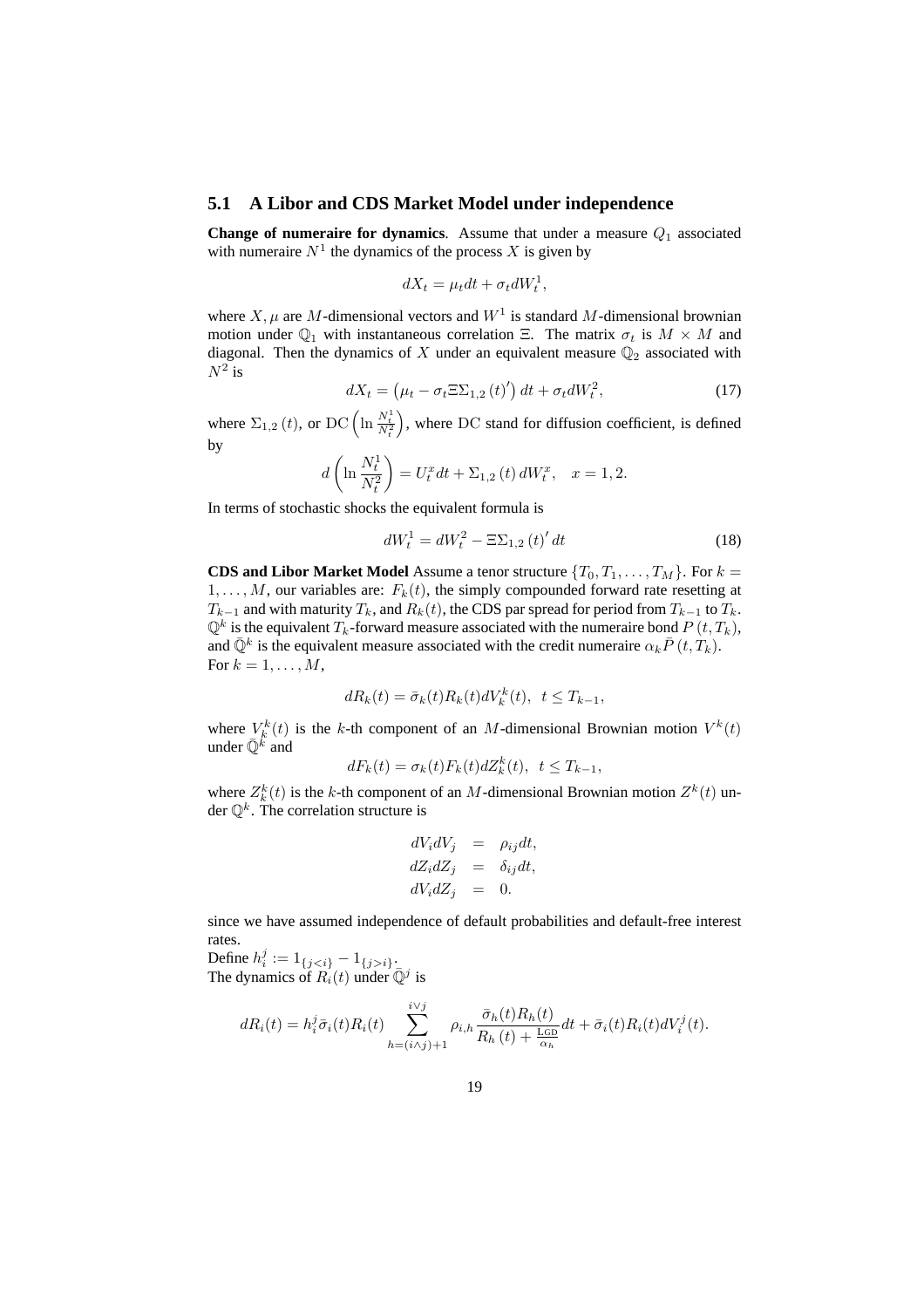### 5.1 A Libor and CDS Market Model under independence

**Change of numeraire for dynamics**. Assume that under a measure $Q_1$ associated with numeraire $N^1$ the dynamics of the process $X$ is given by

$$dX_t = \mu_t dt + \sigma_t dW_t^1,$$

where $X, \mu$ are $M$-dimensional vectors and $W^1$ is standard $M$-dimensional brownian motion under $\mathbb{Q}_1$ with instantaneous correlation $\Xi$. The matrix $\sigma_t$ is $M \times M$ and diagonal. Then the dynamics of $X$ under an equivalent measure $\mathbb{Q}_2$ associated with $N^2$ is

$$dX_t = \left(\mu_t - \sigma_t \Xi \Sigma_{1,2}(t)'\right) dt + \sigma_t dW_t^2, \tag{17}$$

where $\Sigma_{1,2}(t)$, or $\mathrm{DC}\left(\ln \frac{N_t^1}{N_t^2}\right)$, where DC stand for diffusion coefficient, is defined by

$$d\left(\ln \frac{N_t^1}{N_t^2}\right) = U_t^x dt + \Sigma_{1,2}(t)\, dW_t^x, \quad x = 1, 2.$$

In terms of stochastic shocks the equivalent formula is

$$dW_t^1 = dW_t^2 - \Xi \Sigma_{1,2}(t)'\, dt \tag{18}$$

**CDS and Libor Market Model** Assume a tenor structure $\{T_0, T_1, \ldots, T_M\}$. For $k = 1, \ldots, M$, our variables are: $F_k(t)$, the simply compounded forward rate resetting at $T_{k-1}$ and with maturity $T_k$, and $R_k(t)$, the CDS par spread for period from $T_{k-1}$ to $T_k$. $\mathbb{Q}^k$ is the equivalent $T_k$-forward measure associated with the numeraire bond $P(t, T_k)$, and $\bar{\mathbb{Q}}^k$ is the equivalent measure associated with the credit numeraire $\alpha_k \bar{P}(t, T_k)$. For $k = 1, \ldots, M$,

$$dR_k(t) = \bar{\sigma}_k(t) R_k(t) dV_k^k(t), \;\; t \le T_{k-1},$$

where $V_k^k(t)$ is the $k$-th component of an $M$-dimensional Brownian motion $V^k(t)$ under $\bar{\mathbb{Q}}^k$ and

$$dF_k(t) = \sigma_k(t) F_k(t) dZ_k^k(t), \;\; t \le T_{k-1},$$

where $Z_k^k(t)$ is the $k$-th component of an $M$-dimensional Brownian motion $Z^k(t)$ under $\mathbb{Q}^k$. The correlation structure is

$$\begin{aligned}
dV_i dV_j &= \rho_{ij} dt, \\
dZ_i dZ_j &= \delta_{ij} dt, \\
dV_i dZ_j &= 0.
\end{aligned}$$

since we have assumed independence of default probabilities and default-free interest rates.
Define $h_i^j := 1_{\{j<i\}} - 1_{\{j>i\}}$.
The dynamics of $R_i(t)$ under $\bar{\mathbb{Q}}^j$ is

$$dR_i(t) = h_i^j \bar{\sigma}_i(t) R_i(t) \sum_{h=(i \wedge j)+1}^{i \vee j} \rho_{i,h} \frac{\bar{\sigma}_h(t) R_h(t)}{R_h(t) + \frac{\mathrm{LGD}}{\alpha_h}} dt + \bar{\sigma}_i(t) R_i(t) dV_i^j(t).$$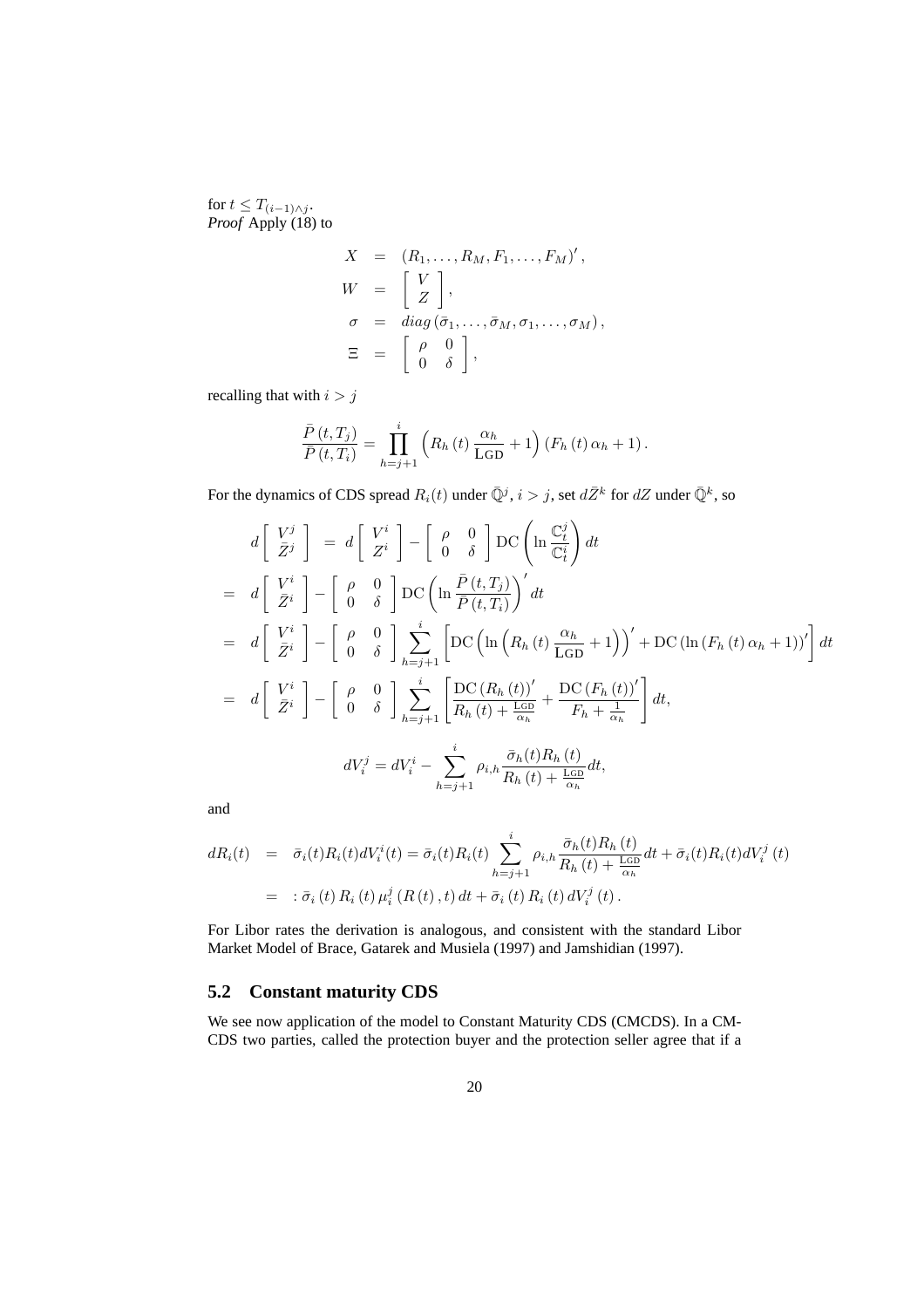for $t \leq T_{(i-1)\wedge j}$.
*Proof* Apply (18) to

$$
\begin{aligned}
X &= (R_1, \ldots, R_M, F_1, \ldots, F_M)', \\
W &= \left[ \begin{array}{c} V \\ Z \end{array} \right], \\
\sigma &= diag\left(\bar{\sigma}_1, \ldots, \bar{\sigma}_M, \sigma_1, \ldots, \sigma_M\right), \\
\Xi &= \left[ \begin{array}{cc} \rho & 0 \\ 0 & \delta \end{array} \right],
\end{aligned}
$$

recalling that with $i > j$

$$
\frac{\bar{P}(t, T_j)}{\bar{P}(t, T_i)} = \prod_{h=j+1}^{i} \left( R_h(t) \frac{\alpha_h}{\text{LGD}} + 1 \right) (F_h(t)\, \alpha_h + 1).
$$

For the dynamics of CDS spread $R_i(t)$ under $\bar{\mathbb{Q}}^j$, $i > j$, set $d\bar{Z}^k$ for $dZ$ under $\bar{\mathbb{Q}}^k$, so

$$
\begin{aligned}
& d\left[ \begin{array}{c} V^j \\ \bar{Z}^j \end{array} \right] = d\left[ \begin{array}{c} V^i \\ Z^i \end{array} \right] - \left[ \begin{array}{cc} \rho & 0 \\ 0 & \delta \end{array} \right] \text{DC}\left( \ln \frac{\mathbb{C}_t^j}{\mathbb{C}_t^i} \right) dt \\
=\;& d\left[ \begin{array}{c} V^i \\ \bar{Z}^i \end{array} \right] - \left[ \begin{array}{cc} \rho & 0 \\ 0 & \delta \end{array} \right] \text{DC}\left( \ln \frac{\bar{P}(t, T_j)}{\bar{P}(t, T_i)} \right)' dt \\
=\;& d\left[ \begin{array}{c} V^i \\ \bar{Z}^i \end{array} \right] - \left[ \begin{array}{cc} \rho & 0 \\ 0 & \delta \end{array} \right] \sum_{h=j+1}^{i} \left[ \text{DC}\left( \ln \left( R_h(t) \frac{\alpha_h}{\text{LGD}} + 1 \right) \right)' + \text{DC}\left( \ln \left( F_h(t)\, \alpha_h + 1 \right) \right)' \right] dt \\
=\;& d\left[ \begin{array}{c} V^i \\ \bar{Z}^i \end{array} \right] - \left[ \begin{array}{cc} \rho & 0 \\ 0 & \delta \end{array} \right] \sum_{h=j+1}^{i} \left[ \frac{\text{DC}\left(R_h(t)\right)'}{R_h(t) + \frac{\text{LGD}}{\alpha_h}} + \frac{\text{DC}\left(F_h(t)\right)'}{F_h + \frac{1}{\alpha_h}} \right] dt,
\end{aligned}
$$

$$
dV_i^j = dV_i^i - \sum_{h=j+1}^{i} \rho_{i,h} \frac{\bar{\sigma}_h(t) R_h(t)}{R_h(t) + \frac{\text{LGD}}{\alpha_h}} dt,
$$

and

$$
\begin{aligned}
dR_i(t) &= \bar{\sigma}_i(t) R_i(t) dV_i^i(t) = \bar{\sigma}_i(t) R_i(t) \sum_{h=j+1}^{i} \rho_{i,h} \frac{\bar{\sigma}_h(t) R_h(t)}{R_h(t) + \frac{\text{LGD}}{\alpha_h}} dt + \bar{\sigma}_i(t) R_i(t) dV_i^j(t) \\
&=: \bar{\sigma}_i(t)\, R_i(t)\, \mu_i^j(R(t), t)\, dt + \bar{\sigma}_i(t)\, R_i(t)\, dV_i^j(t).
\end{aligned}
$$

For Libor rates the derivation is analogous, and consistent with the standard Libor Market Model of Brace, Gatarek and Musiela (1997) and Jamshidian (1997).

## 5.2 Constant maturity CDS

We see now application of the model to Constant Maturity CDS (CMCDS). In a CM-CDS two parties, called the protection buyer and the protection seller agree that if a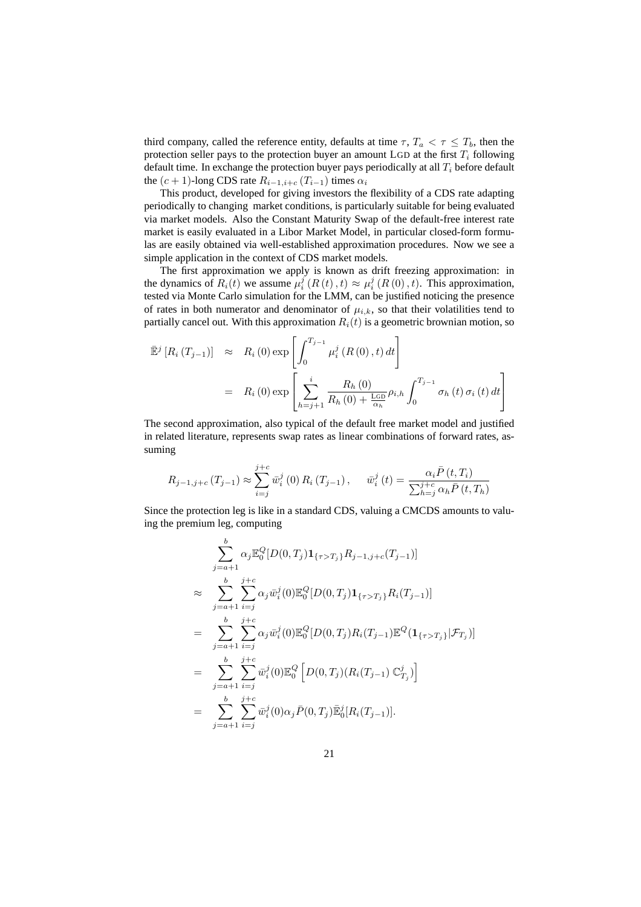third company, called the reference entity, defaults at time $\tau$, $T_a < \tau \leq T_b$, then the protection seller pays to the protection buyer an amount LGD at the first $T_i$ following default time. In exchange the protection buyer pays periodically at all $T_i$ before default the $(c+1)$-long CDS rate $R_{i-1,i+c}(T_{i-1})$ times $\alpha_i$

This product, developed for giving investors the flexibility of a CDS rate adapting periodically to changing market conditions, is particularly suitable for being evaluated via market models. Also the Constant Maturity Swap of the default-free interest rate market is easily evaluated in a Libor Market Model, in particular closed-form formulas are easily obtained via well-established approximation procedures. Now we see a simple application in the context of CDS market models.

The first approximation we apply is known as drift freezing approximation: in the dynamics of $R_i(t)$ we assume $\mu_i^j(R(t), t) \approx \mu_i^j(R(0), t)$. This approximation, tested via Monte Carlo simulation for the LMM, can be justified noticing the presence of rates in both numerator and denominator of $\mu_{i,k}$, so that their volatilities tend to partially cancel out. With this approximation $R_i(t)$ is a geometric brownian motion, so

$$
\begin{aligned}
\bar{\mathbb{E}}^j\left[R_i(T_{j-1})\right] &\approx R_i(0)\exp\left[\int_0^{T_{j-1}} \mu_i^j(R(0), t)\, dt\right] \\
&= R_i(0)\exp\left[\sum_{h=j+1}^{i} \frac{R_h(0)}{R_h(0) + \frac{\text{LGD}}{\alpha_h}} \rho_{i,h} \int_0^{T_{j-1}} \sigma_h(t)\, \sigma_i(t)\, dt\right]
\end{aligned}
$$

The second approximation, also typical of the default free market model and justified in related literature, represents swap rates as linear combinations of forward rates, assuming

$$
R_{j-1,j+c}(T_{j-1}) \approx \sum_{i=j}^{j+c} \bar{w}_i^j(0)\, R_i(T_{j-1}), \qquad \bar{w}_i^j(t) = \frac{\alpha_i \bar{P}(t, T_i)}{\sum_{h=j}^{j+c} \alpha_h \bar{P}(t, T_h)}
$$

Since the protection leg is like in a standard CDS, valuing a CMCDS amounts to valuing the premium leg, computing

$$
\begin{aligned}
& \sum_{j=a+1}^{b} \alpha_j \mathbb{E}_0^Q[D(0,T_j)\mathbf{1}_{\{\tau > T_j\}} R_{j-1,j+c}(T_{j-1})] \\
\approx & \sum_{j=a+1}^{b} \sum_{i=j}^{j+c} \alpha_j \bar{w}_i^j(0) \mathbb{E}_0^Q[D(0,T_j)\mathbf{1}_{\{\tau > T_j\}} R_i(T_{j-1})] \\
= & \sum_{j=a+1}^{b} \sum_{i=j}^{j+c} \alpha_j \bar{w}_i^j(0) \mathbb{E}_0^Q[D(0,T_j) R_i(T_{j-1}) \mathbb{E}^Q(\mathbf{1}_{\{\tau > T_j\}} | \mathcal{F}_{T_j})] \\
= & \sum_{j=a+1}^{b} \sum_{i=j}^{j+c} \bar{w}_i^j(0) \mathbb{E}_0^Q\left[D(0,T_j)(R_i(T_{j-1})\, \mathbb{C}_{T_j}^j)\right] \\
= & \sum_{j=a+1}^{b} \sum_{i=j}^{j+c} \bar{w}_i^j(0) \alpha_j \bar{P}(0,T_j) \bar{\mathbb{E}}_0^j[R_i(T_{j-1})].
\end{aligned}
$$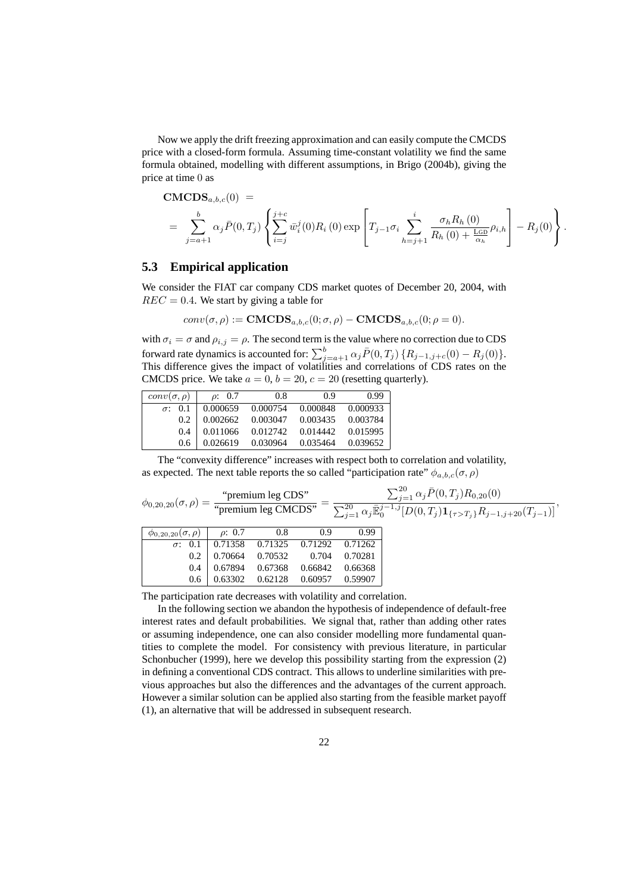Now we apply the drift freezing approximation and can easily compute the CMCDS price with a closed-form formula. Assuming time-constant volatility we find the same formula obtained, modelling with different assumptions, in Brigo (2004b), giving the price at time 0 as

$$
\begin{aligned}
&\mathbf{CMCDS}_{a,b,c}(0) \;= \\
&= \sum_{j=a+1}^{b} \alpha_j \bar{P}(0,T_j) \left\{ \sum_{i=j}^{j+c} \bar{w}_i^j(0) R_i(0) \exp\left[ T_{j-1}\sigma_i \sum_{h=j+1}^{i} \frac{\sigma_h R_h(0)}{R_h(0) + \frac{\text{LGD}}{\alpha_h}} \rho_{i,h} \right] - R_j(0) \right\}.
\end{aligned}
$$

## 5.3 Empirical application

We consider the FIAT car company CDS market quotes of December 20, 2004, with $REC = 0.4$. We start by giving a table for

$$
conv(\sigma,\rho) := \mathbf{CMCDS}_{a,b,c}(0;\sigma,\rho) - \mathbf{CMCDS}_{a,b,c}(0;\rho=0).
$$

with $\sigma_i = \sigma$ and $\rho_{i,j} = \rho$. The second term is the value where no correction due to CDS forward rate dynamics is accounted for: $\sum_{j=a+1}^{b} \alpha_j \bar{P}(0,T_j)\{R_{j-1,j+c}(0) - R_j(0)\}$. This difference gives the impact of volatilities and correlations of CDS rates on the CMCDS price. We take $a = 0$, $b = 20$, $c = 20$ (resetting quarterly).

| $conv(\sigma,\rho)$ | $\rho$: 0.7 | 0.8 | 0.9 | 0.99 |
|---|---|---|---|---|
| $\sigma$: 0.1 | 0.000659 | 0.000754 | 0.000848 | 0.000933 |
| 0.2 | 0.002662 | 0.003047 | 0.003435 | 0.003784 |
| 0.4 | 0.011066 | 0.012742 | 0.014442 | 0.015995 |
| 0.6 | 0.026619 | 0.030964 | 0.035464 | 0.039652 |

The "convexity difference" increases with respect both to correlation and volatility, as expected. The next table reports the so called "participation rate" $\phi_{a,b,c}(\sigma,\rho)$

$$
\phi_{0,20,20}(\sigma,\rho) = \frac{\text{“premium leg CDS”}}{\text{“premium leg CMCDS”}} = \frac{\sum_{j=1}^{20} \alpha_j \bar{P}(0,T_j) R_{0,20}(0)}{\sum_{j=1}^{20} \alpha_j \bar{\mathbb{E}}_0^{j-1,j}[D(0,T_j)\mathbf{1}_{\{\tau > T_j\}} R_{j-1,j+20}(T_{j-1})]},
$$

| $\phi_{0,20,20}(\sigma,\rho)$ | $\rho$: 0.7 | 0.8 | 0.9 | 0.99 |
|---|---|---|---|---|
| $\sigma$: 0.1 | 0.71358 | 0.71325 | 0.71292 | 0.71262 |
| 0.2 | 0.70664 | 0.70532 | 0.704 | 0.70281 |
| 0.4 | 0.67894 | 0.67368 | 0.66842 | 0.66368 |
| 0.6 | 0.63302 | 0.62128 | 0.60957 | 0.59907 |

The participation rate decreases with volatility and correlation.

In the following section we abandon the hypothesis of independence of default-free interest rates and default probabilities. We signal that, rather than adding other rates or assuming independence, one can also consider modelling more fundamental quantities to complete the model. For consistency with previous literature, in particular Schonbucher (1999), here we develop this possibility starting from the expression (2) in defining a conventional CDS contract. This allows to underline similarities with previous approaches but also the differences and the advantages of the current approach. However a similar solution can be applied also starting from the feasible market payoff (1), an alternative that will be addressed in subsequent research.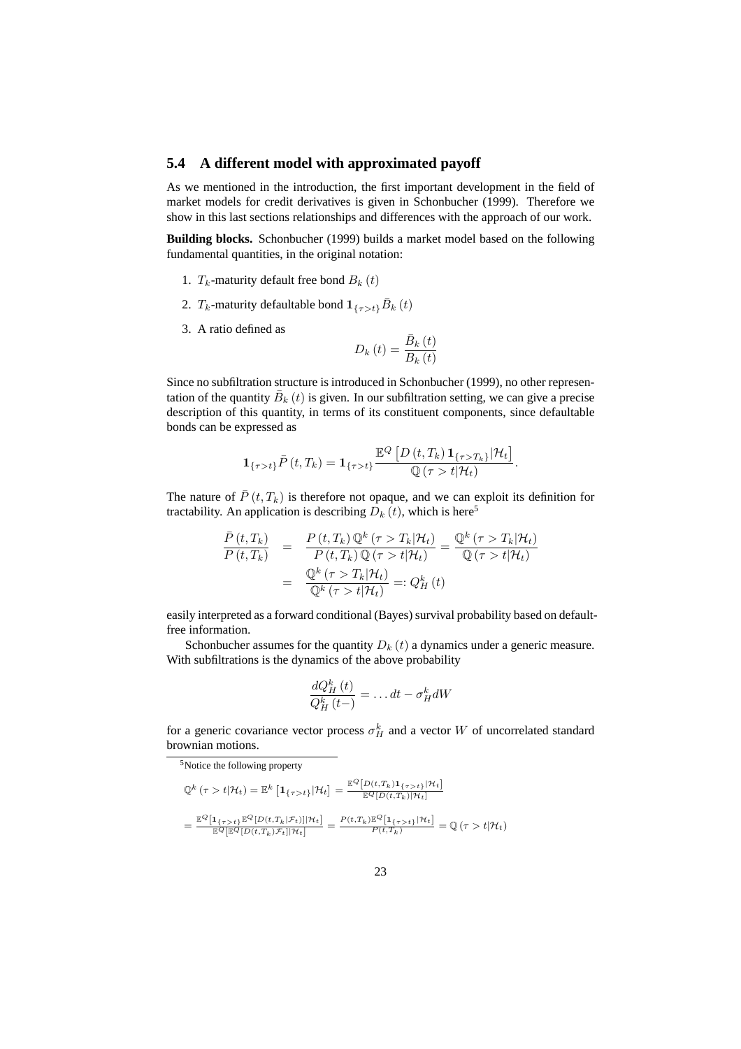### 5.4 A different model with approximated payoff

As we mentioned in the introduction, the first important development in the field of market models for credit derivatives is given in Schonbucher (1999). Therefore we show in this last sections relationships and differences with the approach of our work.

**Building blocks.** Schonbucher (1999) builds a market model based on the following fundamental quantities, in the original notation:

1. $T_k$-maturity default free bond $B_k(t)$
2. $T_k$-maturity defaultable bond $\mathbf{1}_{\{\tau>t\}}\bar{B}_k(t)$
3. A ratio defined as

$$D_k(t) = \frac{\bar{B}_k(t)}{B_k(t)}$$

Since no subfiltration structure is introduced in Schonbucher (1999), no other representation of the quantity $\bar{B}_k(t)$ is given. In our subfiltration setting, we can give a precise description of this quantity, in terms of its constituent components, since defaultable bonds can be expressed as

$$\mathbf{1}_{\{\tau>t\}}\bar{P}(t,T_k) = \mathbf{1}_{\{\tau>t\}}\frac{\mathbb{E}^Q\left[D(t,T_k)\mathbf{1}_{\{\tau>T_k\}}|\mathcal{H}_t\right]}{\mathbb{Q}(\tau>t|\mathcal{H}_t)}.$$

The nature of $\bar{P}(t,T_k)$ is therefore not opaque, and we can exploit its definition for tractability. An application is describing $D_k(t)$, which is here[5]

$$\begin{aligned}
\frac{\bar{P}(t,T_k)}{P(t,T_k)} &= \frac{P(t,T_k)\,\mathbb{Q}^k(\tau>T_k|\mathcal{H}_t)}{P(t,T_k)\,\mathbb{Q}(\tau>t|\mathcal{H}_t)} = \frac{\mathbb{Q}^k(\tau>T_k|\mathcal{H}_t)}{\mathbb{Q}(\tau>t|\mathcal{H}_t)} \\
&= \frac{\mathbb{Q}^k(\tau>T_k|\mathcal{H}_t)}{\mathbb{Q}^k(\tau>t|\mathcal{H}_t)} =: Q_H^k(t)
\end{aligned}$$

easily interpreted as a forward conditional (Bayes) survival probability based on default-free information.

Schonbucher assumes for the quantity $D_k(t)$ a dynamics under a generic measure. With subfiltrations is the dynamics of the above probability

$$\frac{dQ_H^k(t)}{Q_H^k(t-)} = \ldots dt - \sigma_H^k dW$$

for a generic covariance vector process $\sigma_H^k$ and a vector $W$ of uncorrelated standard brownian motions.

---

[5] Notice the following property

$$\mathbb{Q}^k(\tau>t|\mathcal{H}_t) = \mathbb{E}^k\left[\mathbf{1}_{\{\tau>t\}}|\mathcal{H}_t\right] = \frac{\mathbb{E}^Q\left[D(t,T_k)\mathbf{1}_{\{\tau>t\}}|\mathcal{H}_t\right]}{\mathbb{E}^Q\left[D(t,T_k)|\mathcal{H}_t\right]}$$

$$= \frac{\mathbb{E}^Q\left[\mathbf{1}_{\{\tau>t\}}\mathbb{E}^Q[D(t,T_k|\mathcal{F}_t)]|\mathcal{H}_t\right]}{\mathbb{E}^Q\left[\mathbb{E}^Q[D(t,T_k)\mathcal{F}_t]|\mathcal{H}_t\right]} = \frac{P(t,T_k)\mathbb{E}^Q\left[\mathbf{1}_{\{\tau>t\}}|\mathcal{H}_t\right]}{P(t,T_k)} = \mathbb{Q}(\tau>t|\mathcal{H}_t)$$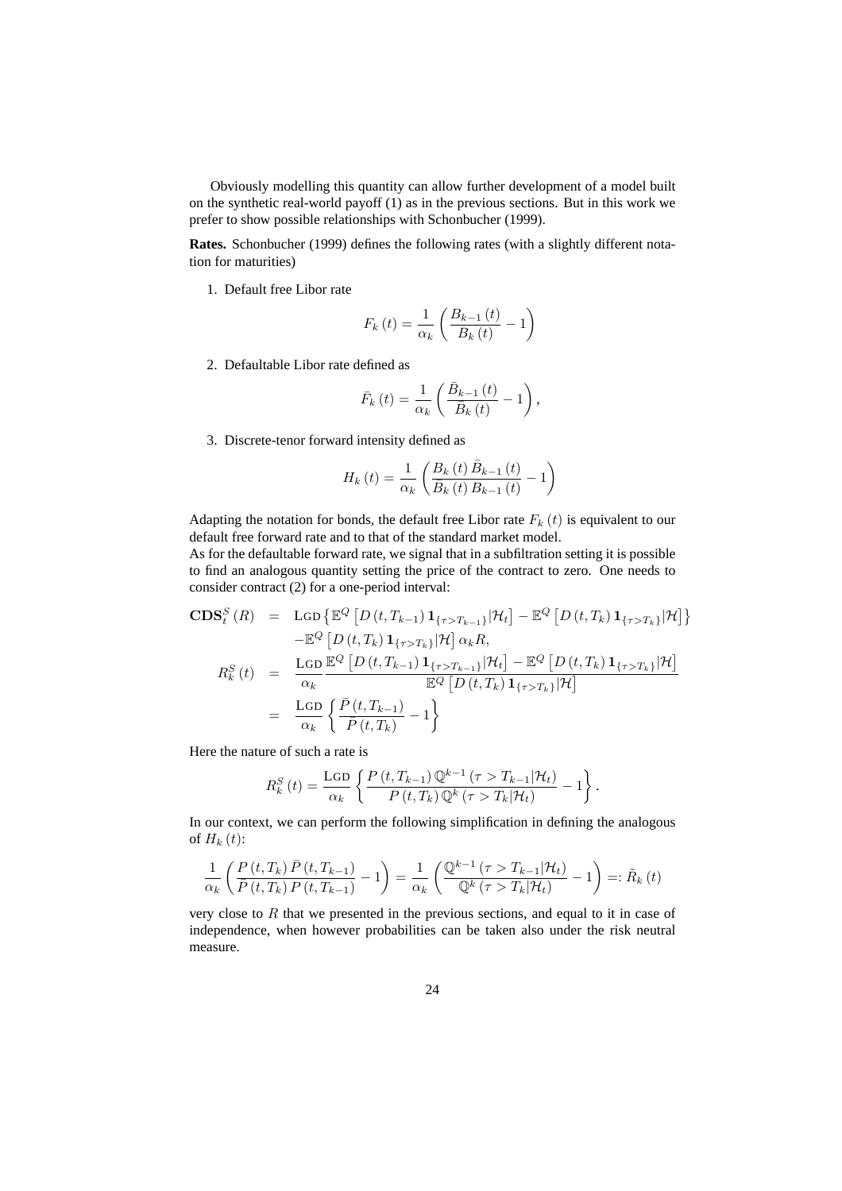Obviously modelling this quantity can allow further development of a model built on the synthetic real-world payoff (1) as in the previous sections. But in this work we prefer to show possible relationships with Schonbucher (1999).

**Rates.** Schonbucher (1999) defines the following rates (with a slightly different notation for maturities)

1. Default free Libor rate

$$F_k(t) = \frac{1}{\alpha_k}\left(\frac{B_{k-1}(t)}{B_k(t)} - 1\right)$$

2. Defaultable Libor rate defined as

$$\bar{F}_k(t) = \frac{1}{\alpha_k}\left(\frac{\bar{B}_{k-1}(t)}{\bar{B}_k(t)} - 1\right),$$

3. Discrete-tenor forward intensity defined as

$$H_k(t) = \frac{1}{\alpha_k}\left(\frac{B_k(t)\,\bar{B}_{k-1}(t)}{\bar{B}_k(t)\,B_{k-1}(t)} - 1\right)$$

Adapting the notation for bonds, the default free Libor rate $F_k(t)$ is equivalent to our default free forward rate and to that of the standard market model.
As for the defaultable forward rate, we signal that in a subfiltration setting it is possible to find an analogous quantity setting the price of the contract to zero. One needs to consider contract (2) for a one-period interval:

$$
\begin{aligned}
\mathbf{CDS}_t^S(R) &= \text{LGD}\left\{\mathbb{E}^Q\left[D(t,T_{k-1})\,\mathbf{1}_{\{\tau>T_{k-1}\}}|\mathcal{H}_t\right] - \mathbb{E}^Q\left[D(t,T_k)\,\mathbf{1}_{\{\tau>T_k\}}|\mathcal{H}\right]\right\} \\
&\quad -\mathbb{E}^Q\left[D(t,T_k)\,\mathbf{1}_{\{\tau>T_k\}}|\mathcal{H}\right]\alpha_k R, \\
R_k^S(t) &= \frac{\text{LGD}}{\alpha_k}\frac{\mathbb{E}^Q\left[D(t,T_{k-1})\,\mathbf{1}_{\{\tau>T_{k-1}\}}|\mathcal{H}_t\right] - \mathbb{E}^Q\left[D(t,T_k)\,\mathbf{1}_{\{\tau>T_k\}}|\mathcal{H}\right]}{\mathbb{E}^Q\left[D(t,T_k)\,\mathbf{1}_{\{\tau>T_k\}}|\mathcal{H}\right]} \\
&= \frac{\text{LGD}}{\alpha_k}\left\{\frac{\bar{P}(t,T_{k-1})}{\bar{P}(t,T_k)} - 1\right\}
\end{aligned}
$$

Here the nature of such a rate is

$$R_k^S(t) = \frac{\text{LGD}}{\alpha_k}\left\{\frac{P(t,T_{k-1})\,\mathbb{Q}^{k-1}(\tau > T_{k-1}|\mathcal{H}_t)}{P(t,T_k)\,\mathbb{Q}^k(\tau > T_k|\mathcal{H}_t)} - 1\right\}.$$

In our context, we can perform the following simplification in defining the analogous of $H_k(t)$:

$$\frac{1}{\alpha_k}\left(\frac{P(t,T_k)\,\bar{P}(t,T_{k-1})}{\bar{P}(t,T_k)\,P(t,T_{k-1})} - 1\right) = \frac{1}{\alpha_k}\left(\frac{\mathbb{Q}^{k-1}(\tau > T_{k-1}|\mathcal{H}_t)}{\mathbb{Q}^k(\tau > T_k|\mathcal{H}_t)} - 1\right) =: \tilde{R}_k(t)$$

very close to $R$ that we presented in the previous sections, and equal to it in case of independence, when however probabilities can be taken also under the risk neutral measure.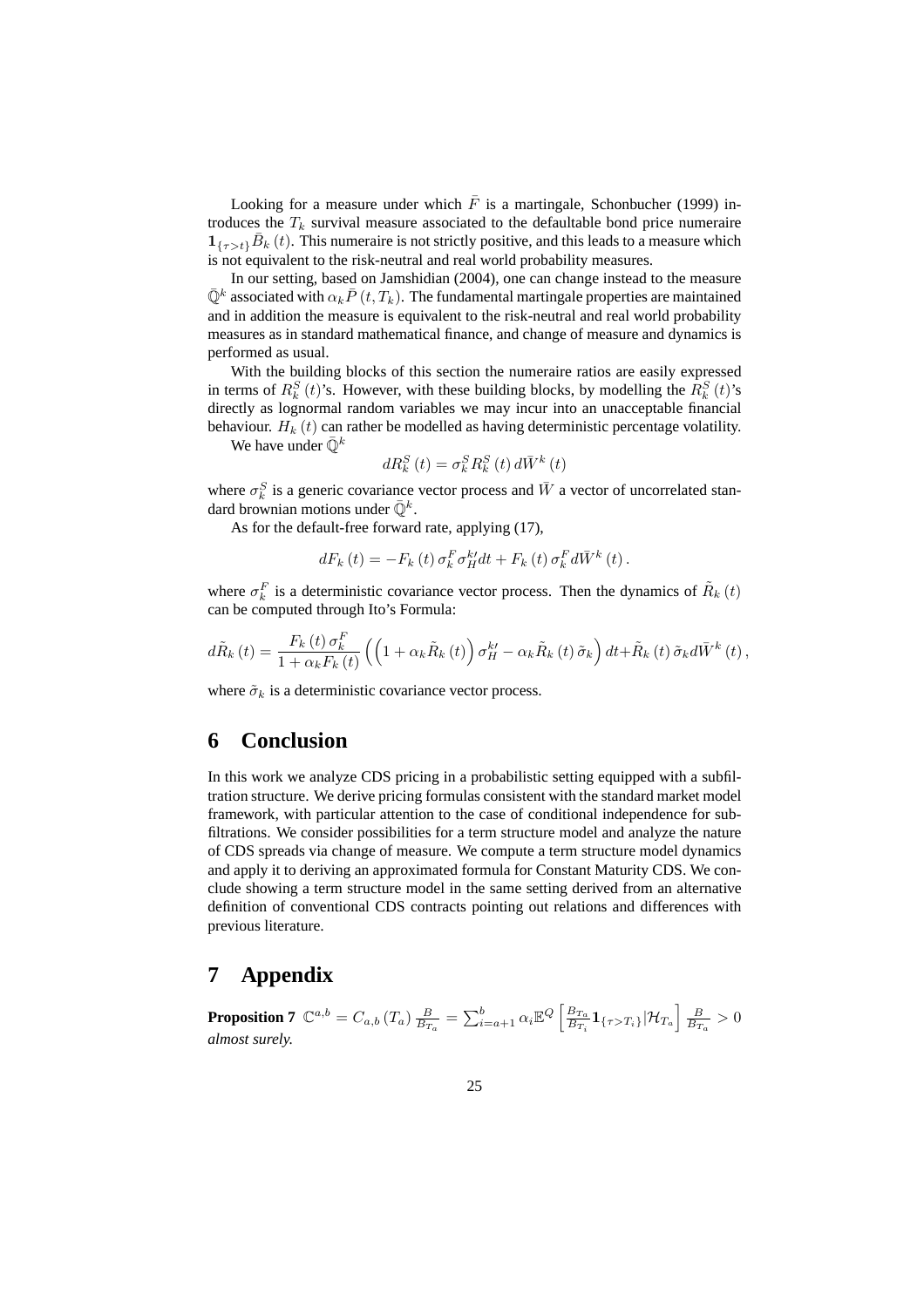Looking for a measure under which $\bar{F}$ is a martingale, Schonbucher (1999) introduces the $T_k$ survival measure associated to the defaultable bond price numeraire $\mathbf{1}_{\{\tau>t\}}\bar{B}_k(t)$. This numeraire is not strictly positive, and this leads to a measure which is not equivalent to the risk-neutral and real world probability measures.

In our setting, based on Jamshidian (2004), one can change instead to the measure $\bar{\mathbb{Q}}^k$ associated with $\alpha_k \bar{P}(t, T_k)$. The fundamental martingale properties are maintained and in addition the measure is equivalent to the risk-neutral and real world probability measures as in standard mathematical finance, and change of measure and dynamics is performed as usual.

With the building blocks of this section the numeraire ratios are easily expressed in terms of $R_k^S(t)$'s. However, with these building blocks, by modelling the $R_k^S(t)$'s directly as lognormal random variables we may incur into an unacceptable financial behaviour. $H_k(t)$ can rather be modelled as having deterministic percentage volatility.

We have under $\bar{\mathbb{Q}}^k$

$$dR_k^S(t) = \sigma_k^S R_k^S(t)\, d\bar{W}^k(t)$$

where $\sigma_k^S$ is a generic covariance vector process and $\bar{W}$ a vector of uncorrelated standard brownian motions under $\bar{\mathbb{Q}}^k$.

As for the default-free forward rate, applying (17),

$$dF_k(t) = -F_k(t)\, \sigma_k^F \sigma_H^{k\prime} dt + F_k(t)\, \sigma_k^F d\bar{W}^k(t).$$

where $\sigma_k^F$ is a deterministic covariance vector process. Then the dynamics of $\tilde{R}_k(t)$ can be computed through Ito's Formula:

$$d\tilde{R}_k(t) = \frac{F_k(t)\, \sigma_k^F}{1+\alpha_k F_k(t)} \left( \left(1+\alpha_k \tilde{R}_k(t)\right) \sigma_H^{k\prime} - \alpha_k \tilde{R}_k(t)\, \tilde{\sigma}_k \right) dt + \tilde{R}_k(t)\, \tilde{\sigma}_k d\bar{W}^k(t),$$

where $\tilde{\sigma}_k$ is a deterministic covariance vector process.

# 6 Conclusion

In this work we analyze CDS pricing in a probabilistic setting equipped with a subfiltration structure. We derive pricing formulas consistent with the standard market model framework, with particular attention to the case of conditional independence for subfiltrations. We consider possibilities for a term structure model and analyze the nature of CDS spreads via change of measure. We compute a term structure model dynamics and apply it to deriving an approximated formula for Constant Maturity CDS. We conclude showing a term structure model in the same setting derived from an alternative definition of conventional CDS contracts pointing out relations and differences with previous literature.

# 7 Appendix

**Proposition 7** $\mathbb{C}^{a,b} = C_{a,b}(T_a)\, \frac{B}{B_{T_a}} = \sum_{i=a+1}^{b} \alpha_i \mathbb{E}^Q \left[ \frac{B_{T_a}}{B_{T_i}} \mathbf{1}_{\{\tau>T_i\}} | \mathcal{H}_{T_a} \right] \frac{B}{B_{T_a}} > 0$ *almost surely.*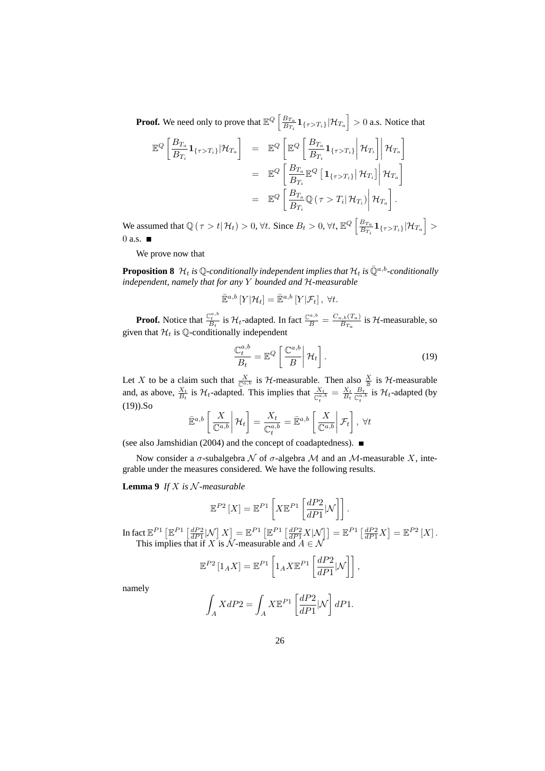**Proof.** We need only to prove that $\mathbb{E}^Q\left[\frac{B_{T_a}}{B_{T_i}}\mathbf{1}_{\{\tau>T_i\}}|\mathcal{H}_{T_a}\right]>0$ a.s. Notice that

$$
\begin{aligned}
\mathbb{E}^Q\left[\frac{B_{T_a}}{B_{T_i}}\mathbf{1}_{\{\tau>T_i\}}|\mathcal{H}_{T_a}\right] &= \mathbb{E}^Q\left[\mathbb{E}^Q\left[\frac{B_{T_a}}{B_{T_i}}\mathbf{1}_{\{\tau>T_i\}}\middle|\mathcal{H}_{T_i}\right]\middle|\mathcal{H}_{T_a}\right] \\
&= \mathbb{E}^Q\left[\frac{B_{T_a}}{B_{T_i}}\mathbb{E}^Q\left[\mathbf{1}_{\{\tau>T_i\}}\middle|\mathcal{H}_{T_i}\right]\middle|\mathcal{H}_{T_a}\right] \\
&= \mathbb{E}^Q\left[\frac{B_{T_a}}{B_{T_i}}\mathbb{Q}\left(\tau>T_i\middle|\mathcal{H}_{T_i}\right)\middle|\mathcal{H}_{T_a}\right].
\end{aligned}
$$

We assumed that $\mathbb{Q}\left(\tau>t\middle|\mathcal{H}_t\right)>0, \forall t$. Since $B_t>0, \forall t$, $\mathbb{E}^Q\left[\frac{B_{T_a}}{B_{T_i}}\mathbf{1}_{\{\tau>T_i\}}|\mathcal{H}_{T_a}\right]>0$ a.s. ■

We prove now that

**Proposition 8** *$\mathcal{H}_t$ is $\mathbb{Q}$-conditionally independent implies that $\mathcal{H}_t$ is $\bar{\mathbb{Q}}^{a,b}$-conditionally independent, namely that for any $Y$ bounded and $\mathcal{H}$-measurable*

$$
\bar{\mathbb{E}}^{a,b}\left[Y|\mathcal{H}_t\right]=\bar{\mathbb{E}}^{a,b}\left[Y|\mathcal{F}_t\right],\ \forall t.
$$

**Proof.** Notice that $\frac{\mathbb{C}_t^{a,b}}{B_t}$ is $\mathcal{H}_t$-adapted. In fact $\frac{\mathbb{C}^{a,b}}{B}=\frac{C_{a,b}(T_a)}{B_{T_a}}$ is $\mathcal{H}$-measurable, so given that $\mathcal{H}_t$ is $\mathbb{Q}$-conditionally independent

$$
\frac{\mathbb{C}_t^{a,b}}{B_t}=\mathbb{E}^Q\left[\frac{\mathbb{C}^{a,b}}{B}\middle|\mathcal{H}_t\right]. \tag{19}
$$

Let $X$ to be a claim such that $\frac{X}{\mathbb{C}^{a,b}}$ is $\mathcal{H}$-measurable. Then also $\frac{X}{\mathbb{B}}$ is $\mathcal{H}$-measurable and, as above, $\frac{X_t}{B_t}$ is $\mathcal{H}_t$-adapted. This implies that $\frac{X_t}{\mathbb{C}_t^{a,b}}=\frac{X_t}{B_t}\frac{B_t}{\mathbb{C}_t^{a,b}}$ is $\mathcal{H}_t$-adapted (by (19)).So

$$
\bar{\mathbb{E}}^{a,b}\left[\frac{X}{\mathbb{C}^{a,b}}\middle|\mathcal{H}_t\right]=\frac{X_t}{\mathbb{C}_t^{a,b}}=\bar{\mathbb{E}}^{a,b}\left[\frac{X}{\mathbb{C}^{a,b}}\middle|\mathcal{F}_t\right],\ \forall t
$$

(see also Jamshidian (2004) and the concept of coadaptedness). ■

Now consider a $\sigma$-subalgebra $\mathcal{N}$ of $\sigma$-algebra $\mathcal{M}$ and an $\mathcal{M}$-measurable $X$, integrable under the measures considered. We have the following results.

**Lemma 9** *If $X$ is $\mathcal{N}$-measurable*

$$
\mathbb{E}^{P2}\left[X\right]=\mathbb{E}^{P1}\left[X\mathbb{E}^{P1}\left[\frac{dP2}{dP1}|\mathcal{N}\right]\right].
$$

In fact $\mathbb{E}^{P1}\left[\mathbb{E}^{P1}\left[\frac{dP2}{dP1}|\mathcal{N}\right]X\right]=\mathbb{E}^{P1}\left[\mathbb{E}^{P1}\left[\frac{dP2}{dP1}X|\mathcal{N}\right]\right]=\mathbb{E}^{P1}\left[\frac{dP2}{dP1}X\right]=\mathbb{E}^{P2}\left[X\right].$
This implies that if $X$ is $\mathcal{N}$-measurable and $A\in\mathcal{N}$

$$
\mathbb{E}^{P2}\left[1_A X\right]=\mathbb{E}^{P1}\left[1_A X\mathbb{E}^{P1}\left[\frac{dP2}{dP1}|\mathcal{N}\right]\right],
$$

namely

$$
\int_A X\,dP2=\int_A X\mathbb{E}^{P1}\left[\frac{dP2}{dP1}|\mathcal{N}\right]dP1.
$$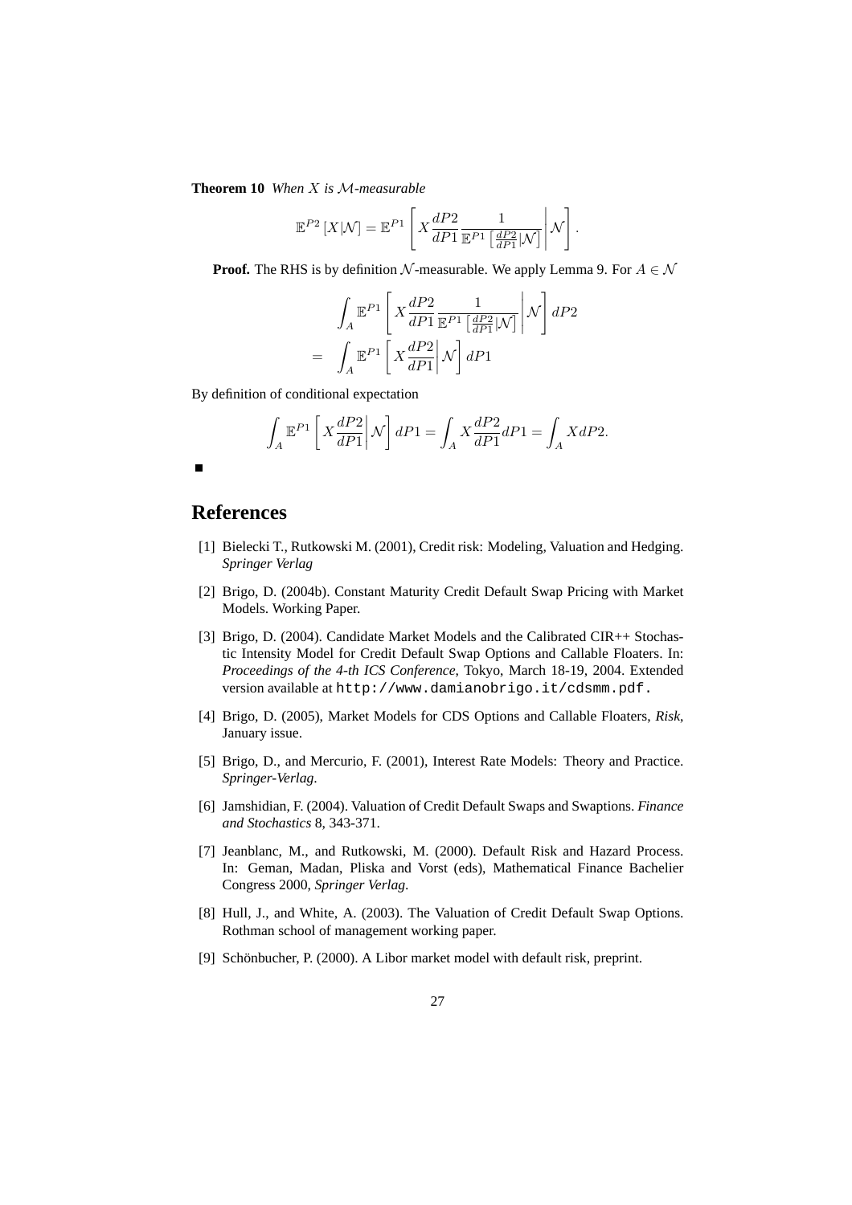**Theorem 10** *When $X$ is $\mathcal{M}$-measurable*

$$\mathbb{E}^{P2}\left[X|\mathcal{N}\right] = \mathbb{E}^{P1}\left[ X\frac{dP2}{dP1}\frac{1}{\mathbb{E}^{P1}\left[\frac{dP2}{dP1}|\mathcal{N}\right]}\right|\mathcal{N}\right].$$

**Proof.** The RHS is by definition $\mathcal{N}$-measurable. We apply Lemma 9. For $A \in \mathcal{N}$

$$\begin{aligned}
& \int_A \mathbb{E}^{P1}\left[ X\frac{dP2}{dP1}\frac{1}{\mathbb{E}^{P1}\left[\frac{dP2}{dP1}|\mathcal{N}\right]}\right|\mathcal{N}\right] dP2 \\
= & \int_A \mathbb{E}^{P1}\left[ X\frac{dP2}{dP1}\right|\mathcal{N}\right] dP1
\end{aligned}$$

By definition of conditional expectation

$$\int_A \mathbb{E}^{P1}\left[ X\frac{dP2}{dP1}\right|\mathcal{N}\right] dP1 = \int_A X\frac{dP2}{dP1}dP1 = \int_A X dP2.$$

■

# References

[1] Bielecki T., Rutkowski M. (2001), Credit risk: Modeling, Valuation and Hedging. *Springer Verlag*

[2] Brigo, D. (2004b). Constant Maturity Credit Default Swap Pricing with Market Models. Working Paper.

[3] Brigo, D. (2004). Candidate Market Models and the Calibrated CIR++ Stochastic Intensity Model for Credit Default Swap Options and Callable Floaters. In: *Proceedings of the 4-th ICS Conference*, Tokyo, March 18-19, 2004. Extended version available at `http://www.damianobrigo.it/cdsmm.pdf.`

[4] Brigo, D. (2005), Market Models for CDS Options and Callable Floaters, *Risk*, January issue.

[5] Brigo, D., and Mercurio, F. (2001), Interest Rate Models: Theory and Practice. *Springer-Verlag*.

[6] Jamshidian, F. (2004). Valuation of Credit Default Swaps and Swaptions. *Finance and Stochastics* 8, 343-371.

[7] Jeanblanc, M., and Rutkowski, M. (2000). Default Risk and Hazard Process. In: Geman, Madan, Pliska and Vorst (eds), Mathematical Finance Bachelier Congress 2000, *Springer Verlag*.

[8] Hull, J., and White, A. (2003). The Valuation of Credit Default Swap Options. Rothman school of management working paper.

[9] Schönbucher, P. (2000). A Libor market model with default risk, preprint.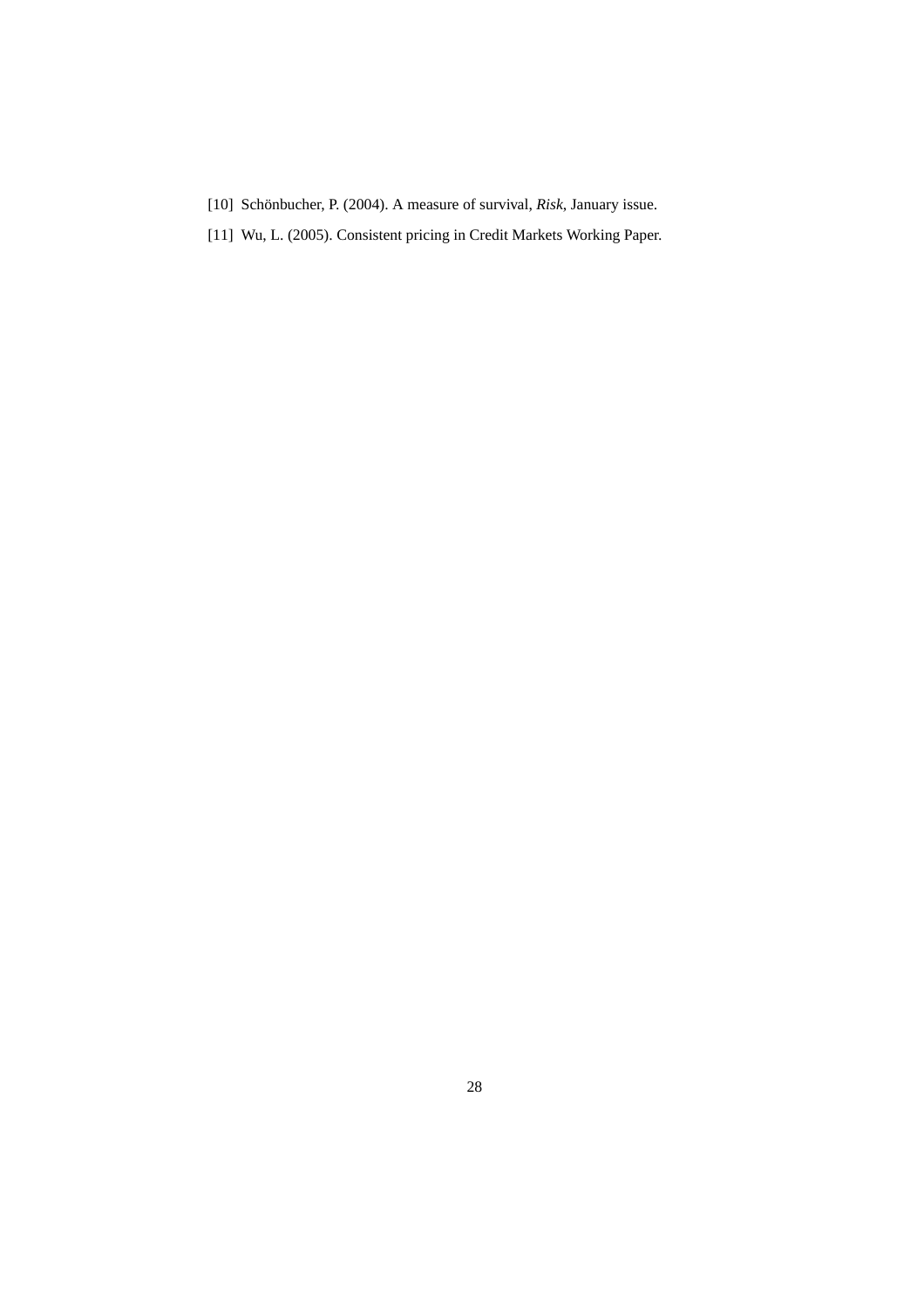[10] Schönbucher, P. (2004). A measure of survival, *Risk*, January issue.

[11] Wu, L. (2005). Consistent pricing in Credit Markets Working Paper.